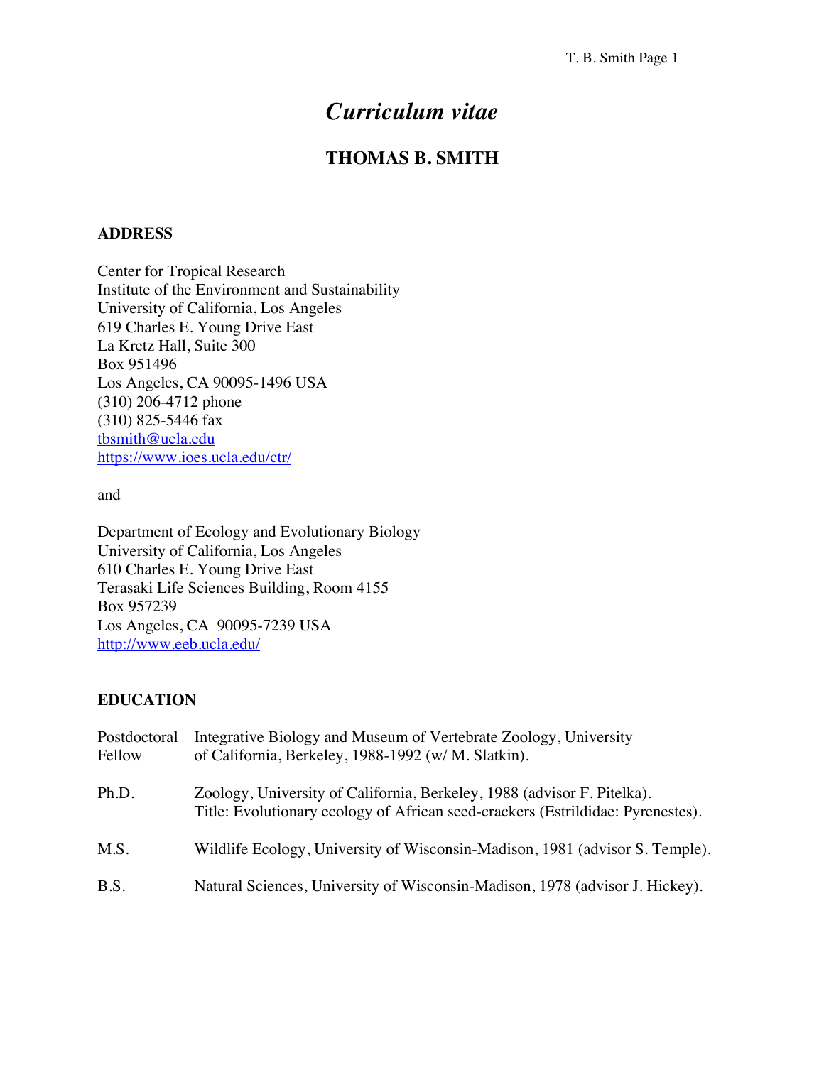# *Curriculum vitae*

## THOMAS B. SMITH

### ADDRESS

Center for Tropical Research
Institute of the Environment and Sustainability
University of California, Los Angeles
619 Charles E. Young Drive East
La Kretz Hall, Suite 300
Box 951496
Los Angeles, CA 90095-1496 USA
(310) 206-4712 phone
(310) 825-5446 fax
tbsmith@ucla.edu
https://www.ioes.ucla.edu/ctr/

and

Department of Ecology and Evolutionary Biology
University of California, Los Angeles
610 Charles E. Young Drive East
Terasaki Life Sciences Building, Room 4155
Box 957239
Los Angeles, CA 90095-7239 USA
http://www.eeb.ucla.edu/

### EDUCATION

| | |
|---|---|
| Postdoctoral Fellow | Integrative Biology and Museum of Vertebrate Zoology, University of California, Berkeley, 1988-1992 (w/ M. Slatkin). |
| Ph.D. | Zoology, University of California, Berkeley, 1988 (advisor F. Pitelka). Title: Evolutionary ecology of African seed-crackers (Estrildidae: Pyrenestes). |
| M.S. | Wildlife Ecology, University of Wisconsin-Madison, 1981 (advisor S. Temple). |
| B.S. | Natural Sciences, University of Wisconsin-Madison, 1978 (advisor J. Hickey). |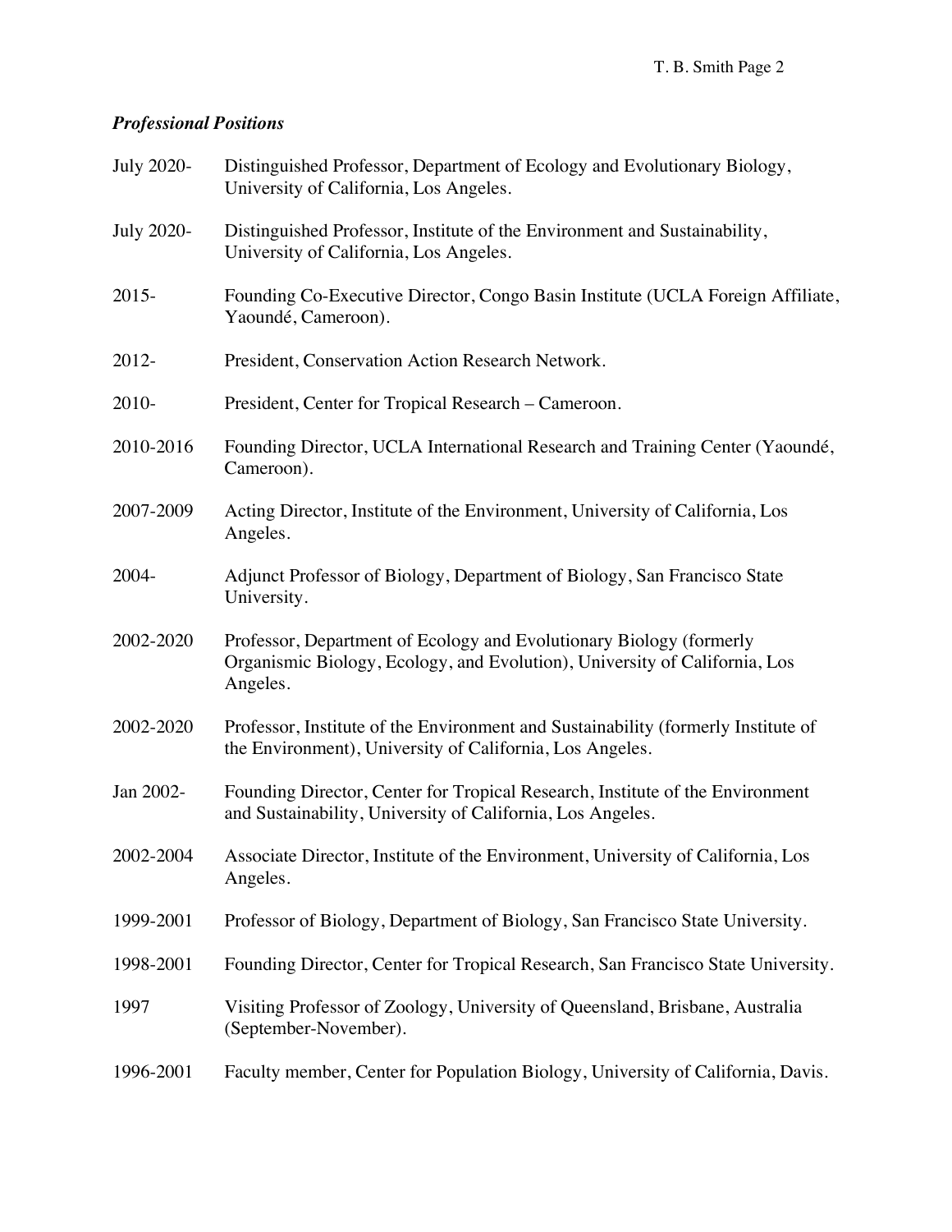### *Professional Positions*

July 2020- Distinguished Professor, Department of Ecology and Evolutionary Biology, University of California, Los Angeles.

July 2020- Distinguished Professor, Institute of the Environment and Sustainability, University of California, Los Angeles.

2015- Founding Co-Executive Director, Congo Basin Institute (UCLA Foreign Affiliate, Yaoundé, Cameroon).

2012- President, Conservation Action Research Network.

2010- President, Center for Tropical Research – Cameroon.

2010-2016 Founding Director, UCLA International Research and Training Center (Yaoundé, Cameroon).

2007-2009 Acting Director, Institute of the Environment, University of California, Los Angeles.

2004- Adjunct Professor of Biology, Department of Biology, San Francisco State University.

2002-2020 Professor, Department of Ecology and Evolutionary Biology (formerly Organismic Biology, Ecology, and Evolution), University of California, Los Angeles.

2002-2020 Professor, Institute of the Environment and Sustainability (formerly Institute of the Environment), University of California, Los Angeles.

Jan 2002- Founding Director, Center for Tropical Research, Institute of the Environment and Sustainability, University of California, Los Angeles.

2002-2004 Associate Director, Institute of the Environment, University of California, Los Angeles.

1999-2001 Professor of Biology, Department of Biology, San Francisco State University.

1998-2001 Founding Director, Center for Tropical Research, San Francisco State University.

1997 Visiting Professor of Zoology, University of Queensland, Brisbane, Australia (September-November).

1996-2001 Faculty member, Center for Population Biology, University of California, Davis.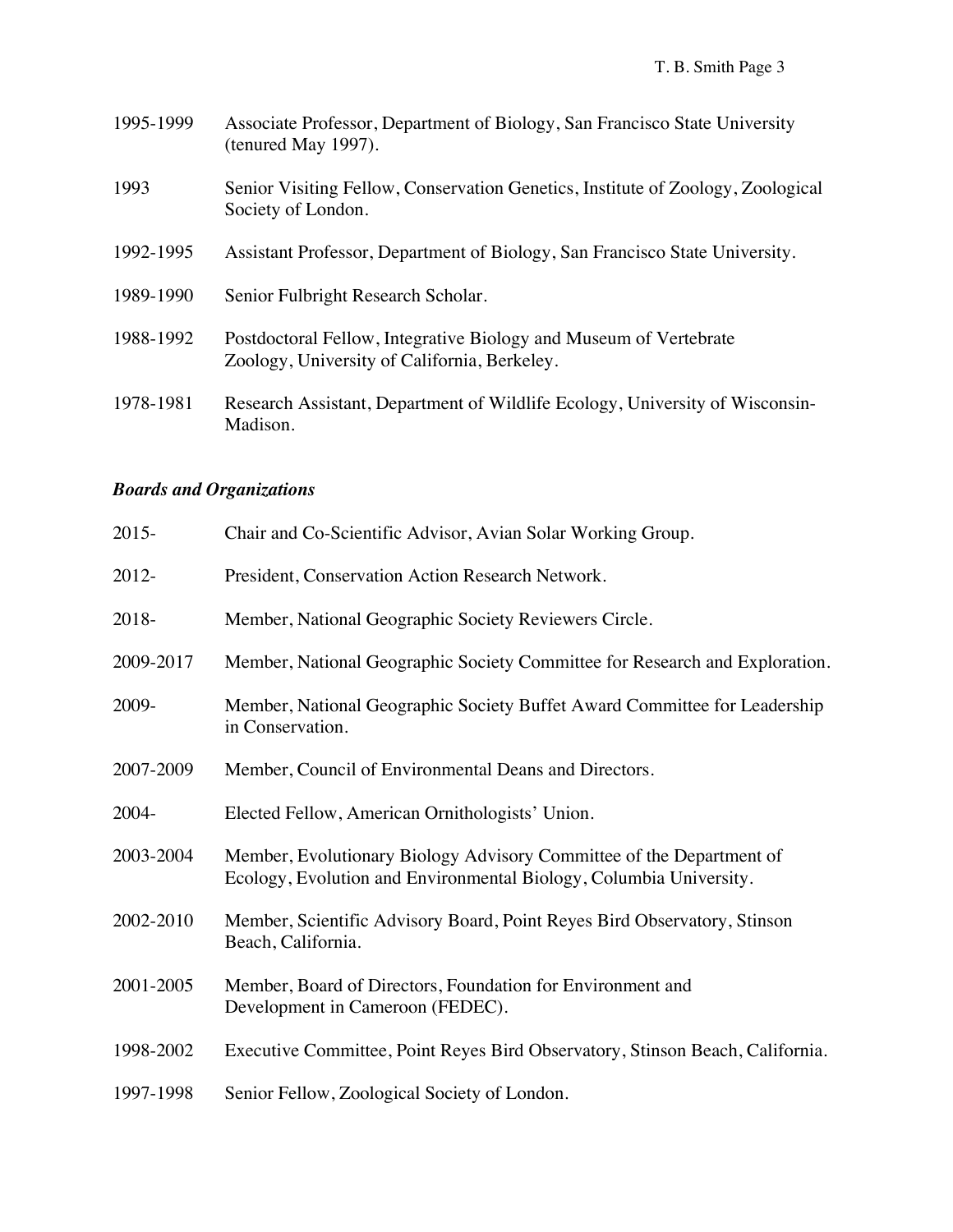1995-1999 Associate Professor, Department of Biology, San Francisco State University (tenured May 1997).

1993 Senior Visiting Fellow, Conservation Genetics, Institute of Zoology, Zoological Society of London.

1992-1995 Assistant Professor, Department of Biology, San Francisco State University.

1989-1990 Senior Fulbright Research Scholar.

1988-1992 Postdoctoral Fellow, Integrative Biology and Museum of Vertebrate Zoology, University of California, Berkeley.

1978-1981 Research Assistant, Department of Wildlife Ecology, University of Wisconsin-Madison.

### *Boards and Organizations*

2015- Chair and Co-Scientific Advisor, Avian Solar Working Group.

2012- President, Conservation Action Research Network.

2018- Member, National Geographic Society Reviewers Circle.

2009-2017 Member, National Geographic Society Committee for Research and Exploration.

2009- Member, National Geographic Society Buffet Award Committee for Leadership in Conservation.

2007-2009 Member, Council of Environmental Deans and Directors.

2004- Elected Fellow, American Ornithologists' Union.

2003-2004 Member, Evolutionary Biology Advisory Committee of the Department of Ecology, Evolution and Environmental Biology, Columbia University.

2002-2010 Member, Scientific Advisory Board, Point Reyes Bird Observatory, Stinson Beach, California.

2001-2005 Member, Board of Directors, Foundation for Environment and Development in Cameroon (FEDEC).

1998-2002 Executive Committee, Point Reyes Bird Observatory, Stinson Beach, California.

1997-1998 Senior Fellow, Zoological Society of London.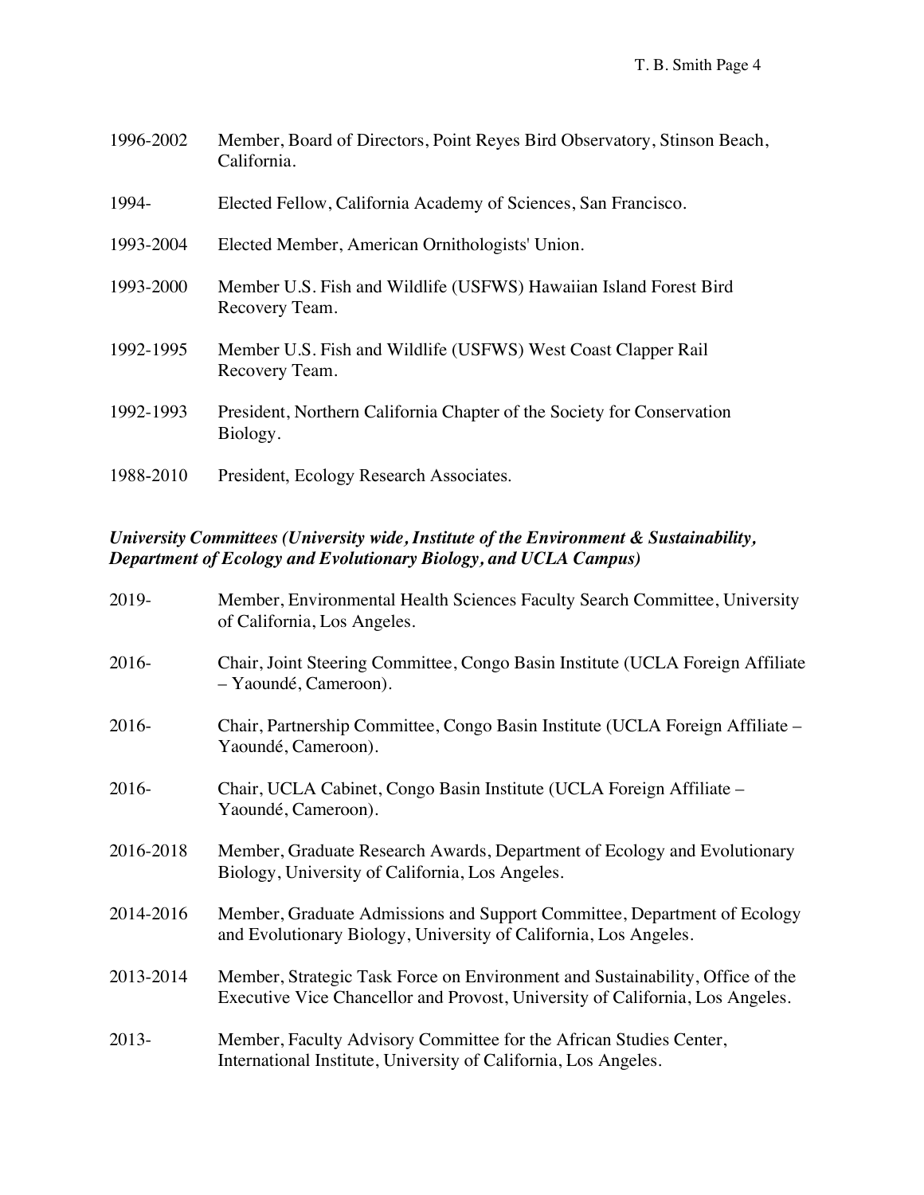1996-2002 Member, Board of Directors, Point Reyes Bird Observatory, Stinson Beach, California.

1994- Elected Fellow, California Academy of Sciences, San Francisco.

1993-2004 Elected Member, American Ornithologists' Union.

1993-2000 Member U.S. Fish and Wildlife (USFWS) Hawaiian Island Forest Bird Recovery Team.

1992-1995 Member U.S. Fish and Wildlife (USFWS) West Coast Clapper Rail Recovery Team.

1992-1993 President, Northern California Chapter of the Society for Conservation Biology.

1988-2010 President, Ecology Research Associates.

***University Committees (University wide, Institute of the Environment & Sustainability, Department of Ecology and Evolutionary Biology, and UCLA Campus)***

2019- Member, Environmental Health Sciences Faculty Search Committee, University of California, Los Angeles.

2016- Chair, Joint Steering Committee, Congo Basin Institute (UCLA Foreign Affiliate – Yaoundé, Cameroon).

2016- Chair, Partnership Committee, Congo Basin Institute (UCLA Foreign Affiliate – Yaoundé, Cameroon).

2016- Chair, UCLA Cabinet, Congo Basin Institute (UCLA Foreign Affiliate – Yaoundé, Cameroon).

2016-2018 Member, Graduate Research Awards, Department of Ecology and Evolutionary Biology, University of California, Los Angeles.

2014-2016 Member, Graduate Admissions and Support Committee, Department of Ecology and Evolutionary Biology, University of California, Los Angeles.

2013-2014 Member, Strategic Task Force on Environment and Sustainability, Office of the Executive Vice Chancellor and Provost, University of California, Los Angeles.

2013- Member, Faculty Advisory Committee for the African Studies Center, International Institute, University of California, Los Angeles.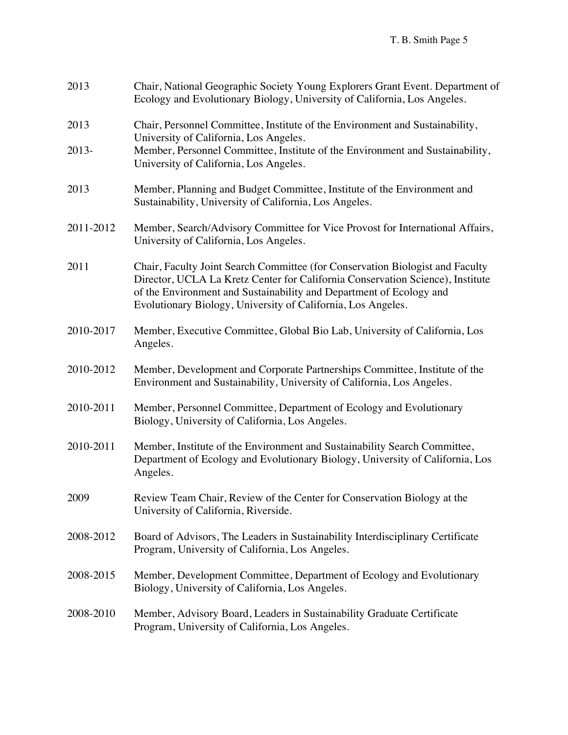2013 Chair, National Geographic Society Young Explorers Grant Event. Department of Ecology and Evolutionary Biology, University of California, Los Angeles.

2013 Chair, Personnel Committee, Institute of the Environment and Sustainability, University of California, Los Angeles.

2013- Member, Personnel Committee, Institute of the Environment and Sustainability, University of California, Los Angeles.

2013 Member, Planning and Budget Committee, Institute of the Environment and Sustainability, University of California, Los Angeles.

2011-2012 Member, Search/Advisory Committee for Vice Provost for International Affairs, University of California, Los Angeles.

2011 Chair, Faculty Joint Search Committee (for Conservation Biologist and Faculty Director, UCLA La Kretz Center for California Conservation Science), Institute of the Environment and Sustainability and Department of Ecology and Evolutionary Biology, University of California, Los Angeles.

2010-2017 Member, Executive Committee, Global Bio Lab, University of California, Los Angeles.

2010-2012 Member, Development and Corporate Partnerships Committee, Institute of the Environment and Sustainability, University of California, Los Angeles.

2010-2011 Member, Personnel Committee, Department of Ecology and Evolutionary Biology, University of California, Los Angeles.

2010-2011 Member, Institute of the Environment and Sustainability Search Committee, Department of Ecology and Evolutionary Biology, University of California, Los Angeles.

2009 Review Team Chair, Review of the Center for Conservation Biology at the University of California, Riverside.

2008-2012 Board of Advisors, The Leaders in Sustainability Interdisciplinary Certificate Program, University of California, Los Angeles.

2008-2015 Member, Development Committee, Department of Ecology and Evolutionary Biology, University of California, Los Angeles.

2008-2010 Member, Advisory Board, Leaders in Sustainability Graduate Certificate Program, University of California, Los Angeles.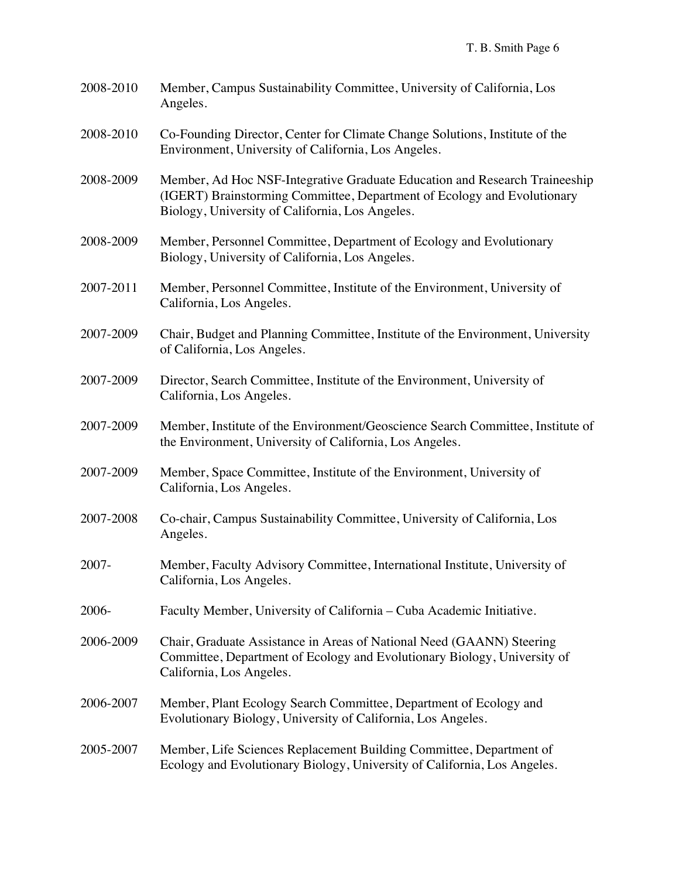2008-2010 Member, Campus Sustainability Committee, University of California, Los Angeles.

2008-2010 Co-Founding Director, Center for Climate Change Solutions, Institute of the Environment, University of California, Los Angeles.

2008-2009 Member, Ad Hoc NSF-Integrative Graduate Education and Research Traineeship (IGERT) Brainstorming Committee, Department of Ecology and Evolutionary Biology, University of California, Los Angeles.

2008-2009 Member, Personnel Committee, Department of Ecology and Evolutionary Biology, University of California, Los Angeles.

2007-2011 Member, Personnel Committee, Institute of the Environment, University of California, Los Angeles.

2007-2009 Chair, Budget and Planning Committee, Institute of the Environment, University of California, Los Angeles.

2007-2009 Director, Search Committee, Institute of the Environment, University of California, Los Angeles.

2007-2009 Member, Institute of the Environment/Geoscience Search Committee, Institute of the Environment, University of California, Los Angeles.

2007-2009 Member, Space Committee, Institute of the Environment, University of California, Los Angeles.

2007-2008 Co-chair, Campus Sustainability Committee, University of California, Los Angeles.

2007- Member, Faculty Advisory Committee, International Institute, University of California, Los Angeles.

2006- Faculty Member, University of California – Cuba Academic Initiative.

2006-2009 Chair, Graduate Assistance in Areas of National Need (GAANN) Steering Committee, Department of Ecology and Evolutionary Biology, University of California, Los Angeles.

2006-2007 Member, Plant Ecology Search Committee, Department of Ecology and Evolutionary Biology, University of California, Los Angeles.

2005-2007 Member, Life Sciences Replacement Building Committee, Department of Ecology and Evolutionary Biology, University of California, Los Angeles.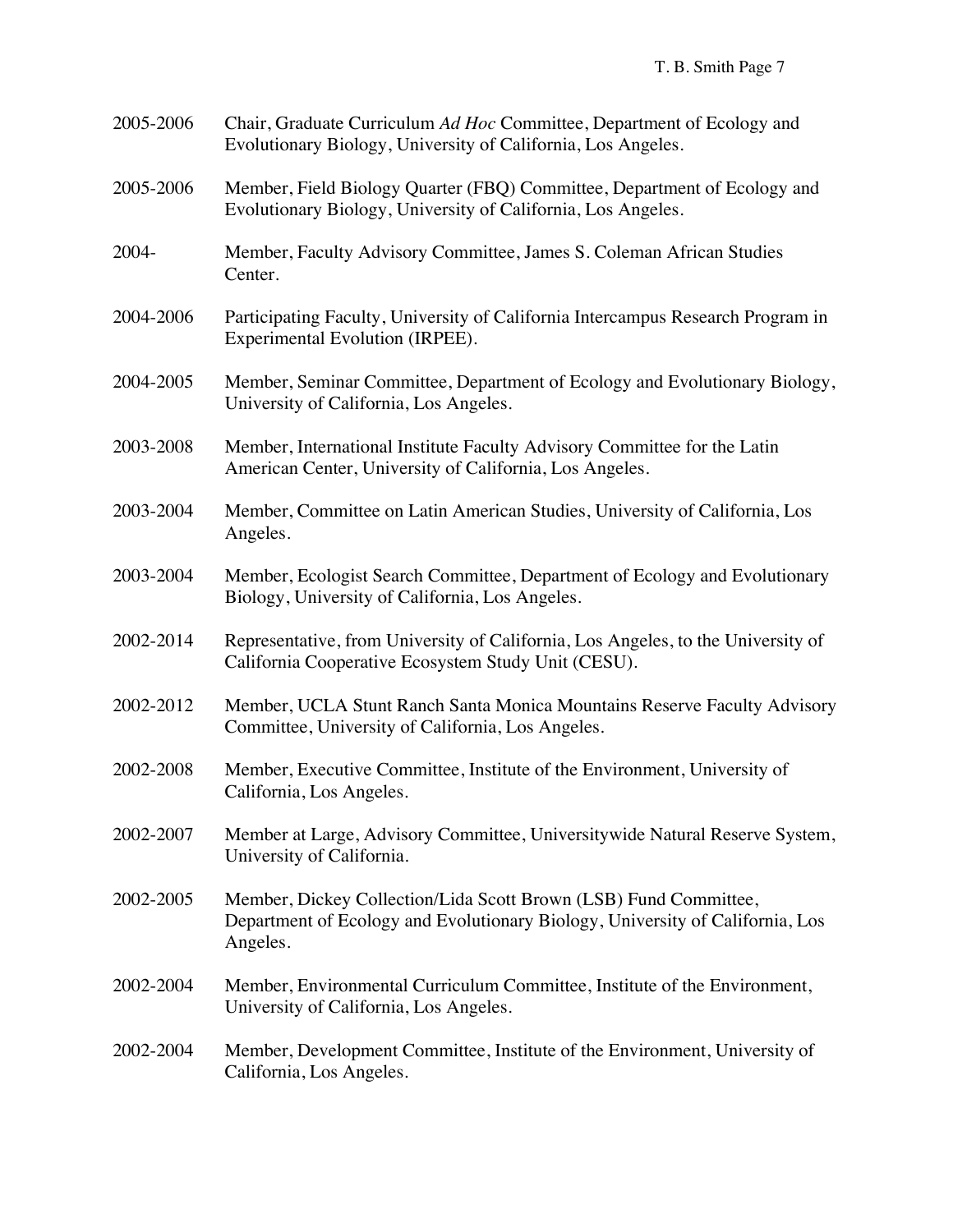2005-2006 Chair, Graduate Curriculum *Ad Hoc* Committee, Department of Ecology and Evolutionary Biology, University of California, Los Angeles.

2005-2006 Member, Field Biology Quarter (FBQ) Committee, Department of Ecology and Evolutionary Biology, University of California, Los Angeles.

2004- Member, Faculty Advisory Committee, James S. Coleman African Studies Center.

2004-2006 Participating Faculty, University of California Intercampus Research Program in Experimental Evolution (IRPEE).

2004-2005 Member, Seminar Committee, Department of Ecology and Evolutionary Biology, University of California, Los Angeles.

2003-2008 Member, International Institute Faculty Advisory Committee for the Latin American Center, University of California, Los Angeles.

2003-2004 Member, Committee on Latin American Studies, University of California, Los Angeles.

2003-2004 Member, Ecologist Search Committee, Department of Ecology and Evolutionary Biology, University of California, Los Angeles.

2002-2014 Representative, from University of California, Los Angeles, to the University of California Cooperative Ecosystem Study Unit (CESU).

2002-2012 Member, UCLA Stunt Ranch Santa Monica Mountains Reserve Faculty Advisory Committee, University of California, Los Angeles.

2002-2008 Member, Executive Committee, Institute of the Environment, University of California, Los Angeles.

2002-2007 Member at Large, Advisory Committee, Universitywide Natural Reserve System, University of California.

2002-2005 Member, Dickey Collection/Lida Scott Brown (LSB) Fund Committee, Department of Ecology and Evolutionary Biology, University of California, Los Angeles.

2002-2004 Member, Environmental Curriculum Committee, Institute of the Environment, University of California, Los Angeles.

2002-2004 Member, Development Committee, Institute of the Environment, University of California, Los Angeles.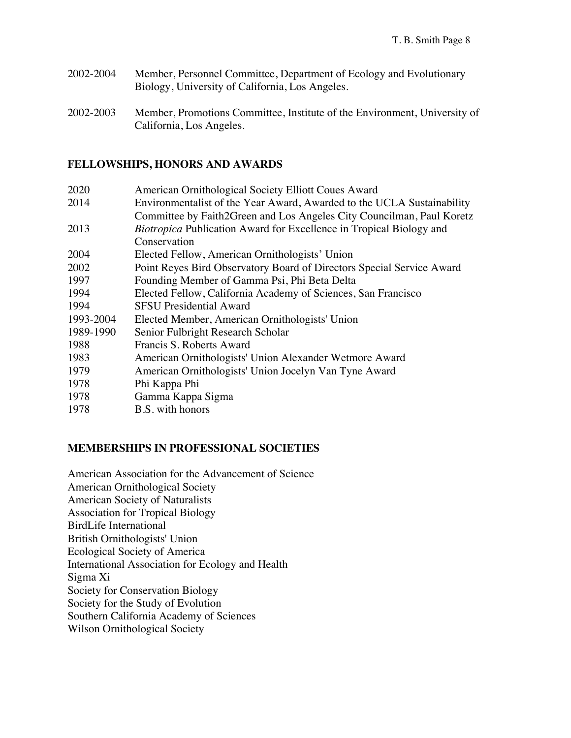2002-2004 Member, Personnel Committee, Department of Ecology and Evolutionary Biology, University of California, Los Angeles.

2002-2003 Member, Promotions Committee, Institute of the Environment, University of California, Los Angeles.

## FELLOWSHIPS, HONORS AND AWARDS

2020 American Ornithological Society Elliott Coues Award
2014 Environmentalist of the Year Award, Awarded to the UCLA Sustainability Committee by Faith2Green and Los Angeles City Councilman, Paul Koretz
2013 *Biotropica* Publication Award for Excellence in Tropical Biology and Conservation
2004 Elected Fellow, American Ornithologists' Union
2002 Point Reyes Bird Observatory Board of Directors Special Service Award
1997 Founding Member of Gamma Psi, Phi Beta Delta
1994 Elected Fellow, California Academy of Sciences, San Francisco
1994 SFSU Presidential Award
1993-2004 Elected Member, American Ornithologists' Union
1989-1990 Senior Fulbright Research Scholar
1988 Francis S. Roberts Award
1983 American Ornithologists' Union Alexander Wetmore Award
1979 American Ornithologists' Union Jocelyn Van Tyne Award
1978 Phi Kappa Phi
1978 Gamma Kappa Sigma
1978 B.S. with honors

## MEMBERSHIPS IN PROFESSIONAL SOCIETIES

American Association for the Advancement of Science
American Ornithological Society
American Society of Naturalists
Association for Tropical Biology
BirdLife International
British Ornithologists' Union
Ecological Society of America
International Association for Ecology and Health
Sigma Xi
Society for Conservation Biology
Society for the Study of Evolution
Southern California Academy of Sciences
Wilson Ornithological Society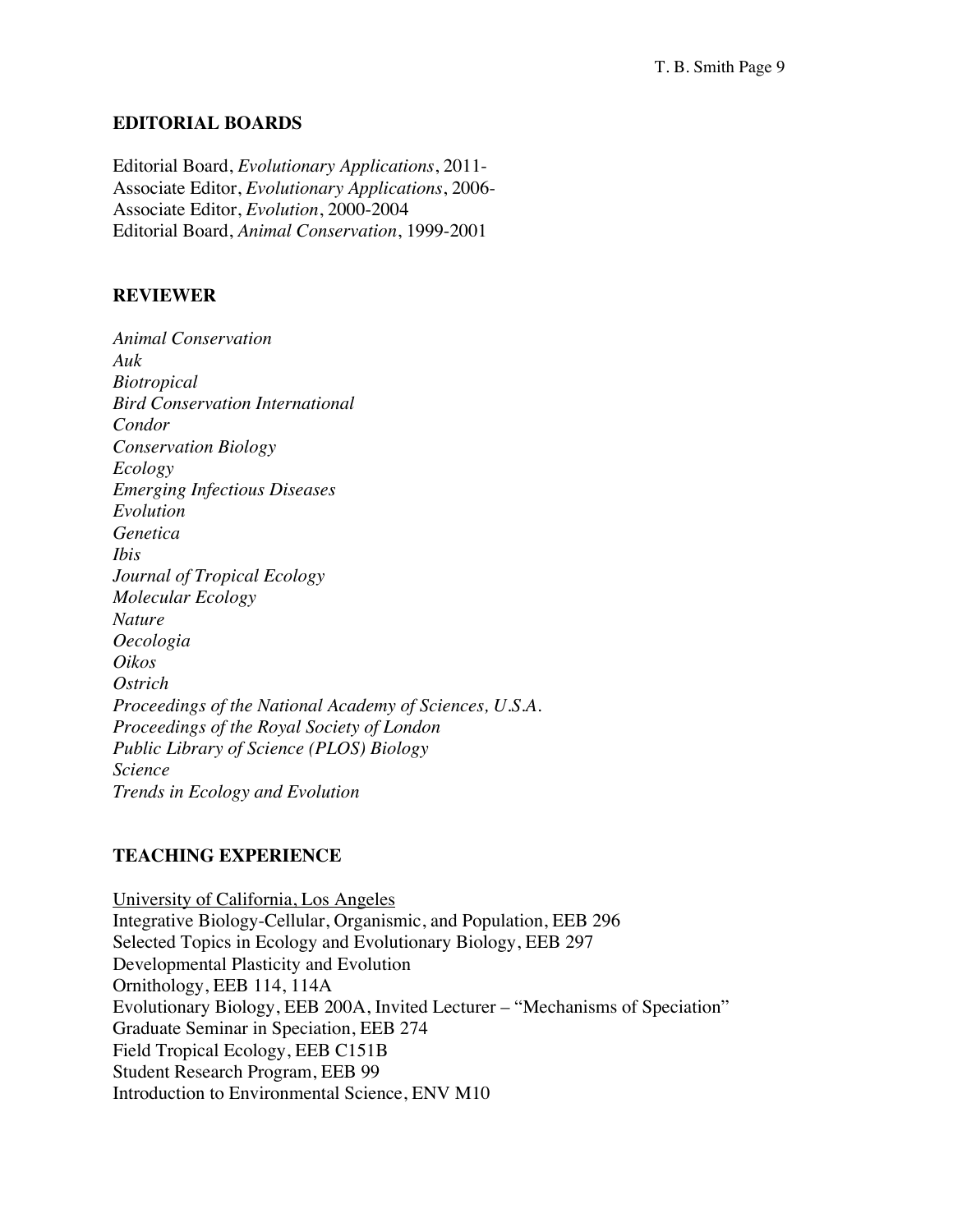## EDITORIAL BOARDS

Editorial Board, *Evolutionary Applications*, 2011-
Associate Editor, *Evolutionary Applications*, 2006-
Associate Editor, *Evolution*, 2000-2004
Editorial Board, *Animal Conservation*, 1999-2001

## REVIEWER

*Animal Conservation*
*Auk*
*Biotropical*
*Bird Conservation International*
*Condor*
*Conservation Biology*
*Ecology*
*Emerging Infectious Diseases*
*Evolution*
*Genetica*
*Ibis*
*Journal of Tropical Ecology*
*Molecular Ecology*
*Nature*
*Oecologia*
*Oikos*
*Ostrich*
*Proceedings of the National Academy of Sciences, U.S.A.*
*Proceedings of the Royal Society of London*
*Public Library of Science (PLOS) Biology*
*Science*
*Trends in Ecology and Evolution*

## TEACHING EXPERIENCE

<u>University of California, Los Angeles</u>
Integrative Biology-Cellular, Organismic, and Population, EEB 296
Selected Topics in Ecology and Evolutionary Biology, EEB 297
Developmental Plasticity and Evolution
Ornithology, EEB 114, 114A
Evolutionary Biology, EEB 200A, Invited Lecturer – "Mechanisms of Speciation"
Graduate Seminar in Speciation, EEB 274
Field Tropical Ecology, EEB C151B
Student Research Program, EEB 99
Introduction to Environmental Science, ENV M10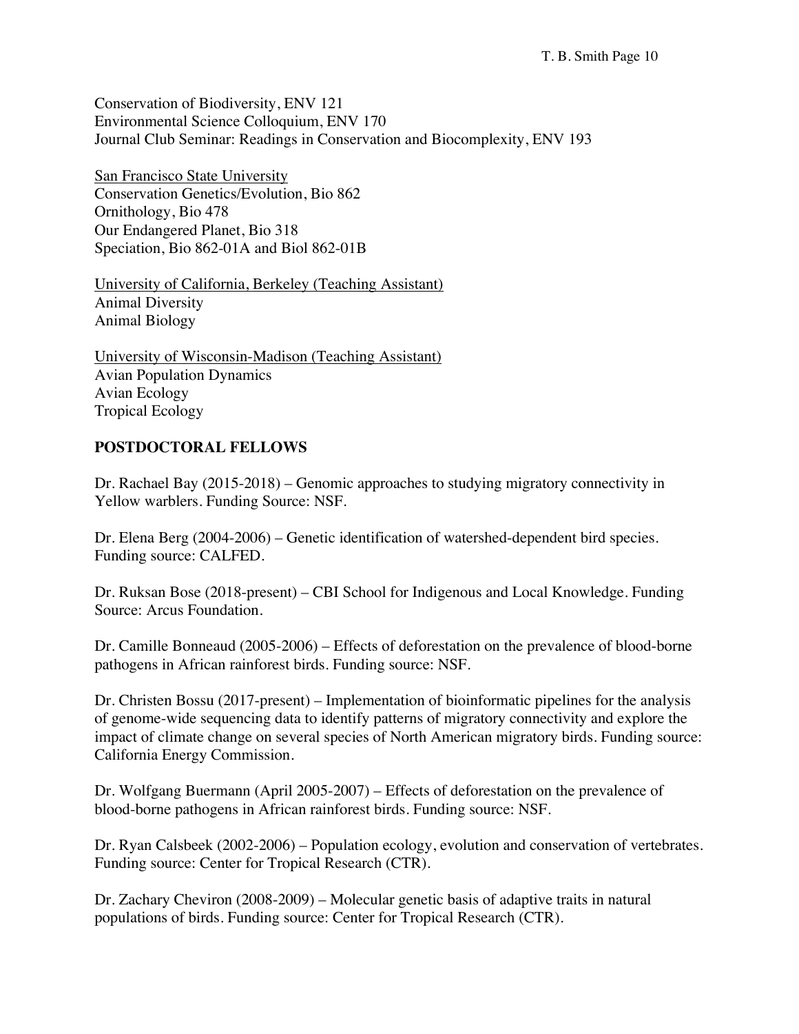Conservation of Biodiversity, ENV 121
Environmental Science Colloquium, ENV 170
Journal Club Seminar: Readings in Conservation and Biocomplexity, ENV 193

<u>San Francisco State University</u>
Conservation Genetics/Evolution, Bio 862
Ornithology, Bio 478
Our Endangered Planet, Bio 318
Speciation, Bio 862-01A and Biol 862-01B

<u>University of California, Berkeley (Teaching Assistant)</u>
Animal Diversity
Animal Biology

<u>University of Wisconsin-Madison (Teaching Assistant)</u>
Avian Population Dynamics
Avian Ecology
Tropical Ecology

## POSTDOCTORAL FELLOWS

Dr. Rachael Bay (2015-2018) – Genomic approaches to studying migratory connectivity in Yellow warblers. Funding Source: NSF.

Dr. Elena Berg (2004-2006) – Genetic identification of watershed-dependent bird species. Funding source: CALFED.

Dr. Ruksan Bose (2018-present) – CBI School for Indigenous and Local Knowledge. Funding Source: Arcus Foundation.

Dr. Camille Bonneaud (2005-2006) – Effects of deforestation on the prevalence of blood-borne pathogens in African rainforest birds. Funding source: NSF.

Dr. Christen Bossu (2017-present) – Implementation of bioinformatic pipelines for the analysis of genome-wide sequencing data to identify patterns of migratory connectivity and explore the impact of climate change on several species of North American migratory birds. Funding source: California Energy Commission.

Dr. Wolfgang Buermann (April 2005-2007) – Effects of deforestation on the prevalence of blood-borne pathogens in African rainforest birds. Funding source: NSF.

Dr. Ryan Calsbeek (2002-2006) – Population ecology, evolution and conservation of vertebrates. Funding source: Center for Tropical Research (CTR).

Dr. Zachary Cheviron (2008-2009) – Molecular genetic basis of adaptive traits in natural populations of birds. Funding source: Center for Tropical Research (CTR).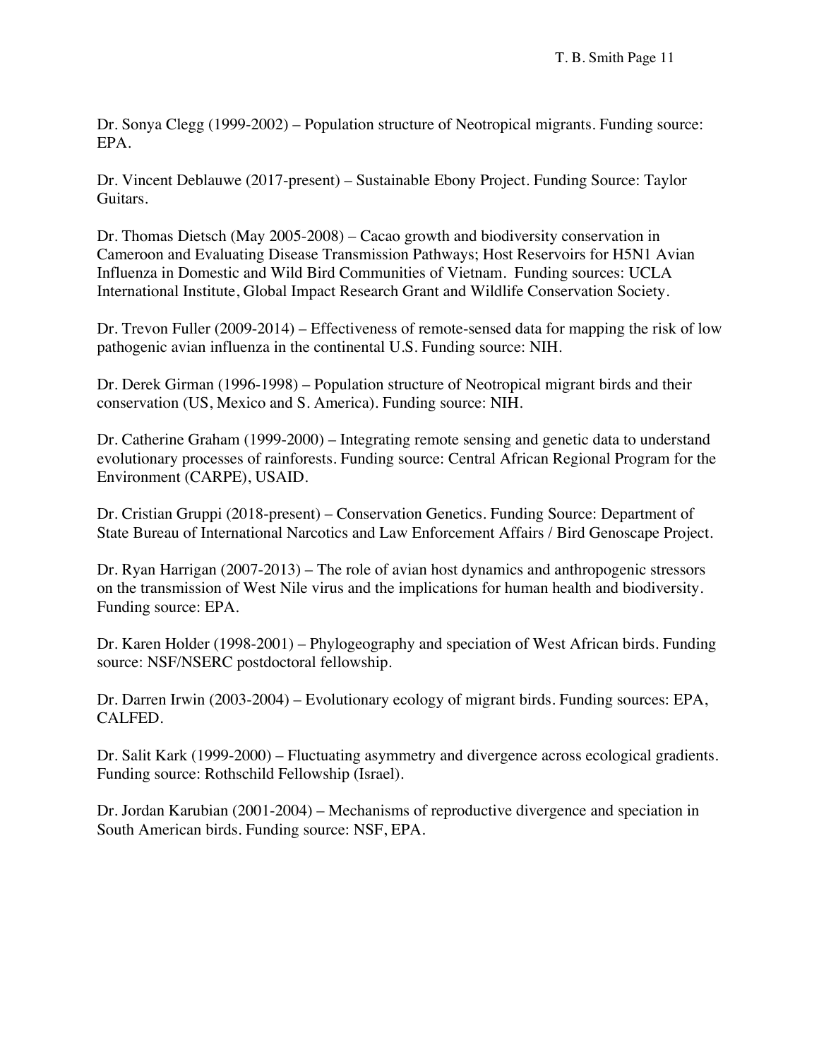Dr. Sonya Clegg (1999-2002) – Population structure of Neotropical migrants. Funding source: EPA.

Dr. Vincent Deblauwe (2017-present) – Sustainable Ebony Project. Funding Source: Taylor Guitars.

Dr. Thomas Dietsch (May 2005-2008) – Cacao growth and biodiversity conservation in Cameroon and Evaluating Disease Transmission Pathways; Host Reservoirs for H5N1 Avian Influenza in Domestic and Wild Bird Communities of Vietnam. Funding sources: UCLA International Institute, Global Impact Research Grant and Wildlife Conservation Society.

Dr. Trevon Fuller (2009-2014) – Effectiveness of remote-sensed data for mapping the risk of low pathogenic avian influenza in the continental U.S. Funding source: NIH.

Dr. Derek Girman (1996-1998) – Population structure of Neotropical migrant birds and their conservation (US, Mexico and S. America). Funding source: NIH.

Dr. Catherine Graham (1999-2000) – Integrating remote sensing and genetic data to understand evolutionary processes of rainforests. Funding source: Central African Regional Program for the Environment (CARPE), USAID.

Dr. Cristian Gruppi (2018-present) – Conservation Genetics. Funding Source: Department of State Bureau of International Narcotics and Law Enforcement Affairs / Bird Genoscape Project.

Dr. Ryan Harrigan (2007-2013) – The role of avian host dynamics and anthropogenic stressors on the transmission of West Nile virus and the implications for human health and biodiversity. Funding source: EPA.

Dr. Karen Holder (1998-2001) – Phylogeography and speciation of West African birds. Funding source: NSF/NSERC postdoctoral fellowship.

Dr. Darren Irwin (2003-2004) – Evolutionary ecology of migrant birds. Funding sources: EPA, CALFED.

Dr. Salit Kark (1999-2000) – Fluctuating asymmetry and divergence across ecological gradients. Funding source: Rothschild Fellowship (Israel).

Dr. Jordan Karubian (2001-2004) – Mechanisms of reproductive divergence and speciation in South American birds. Funding source: NSF, EPA.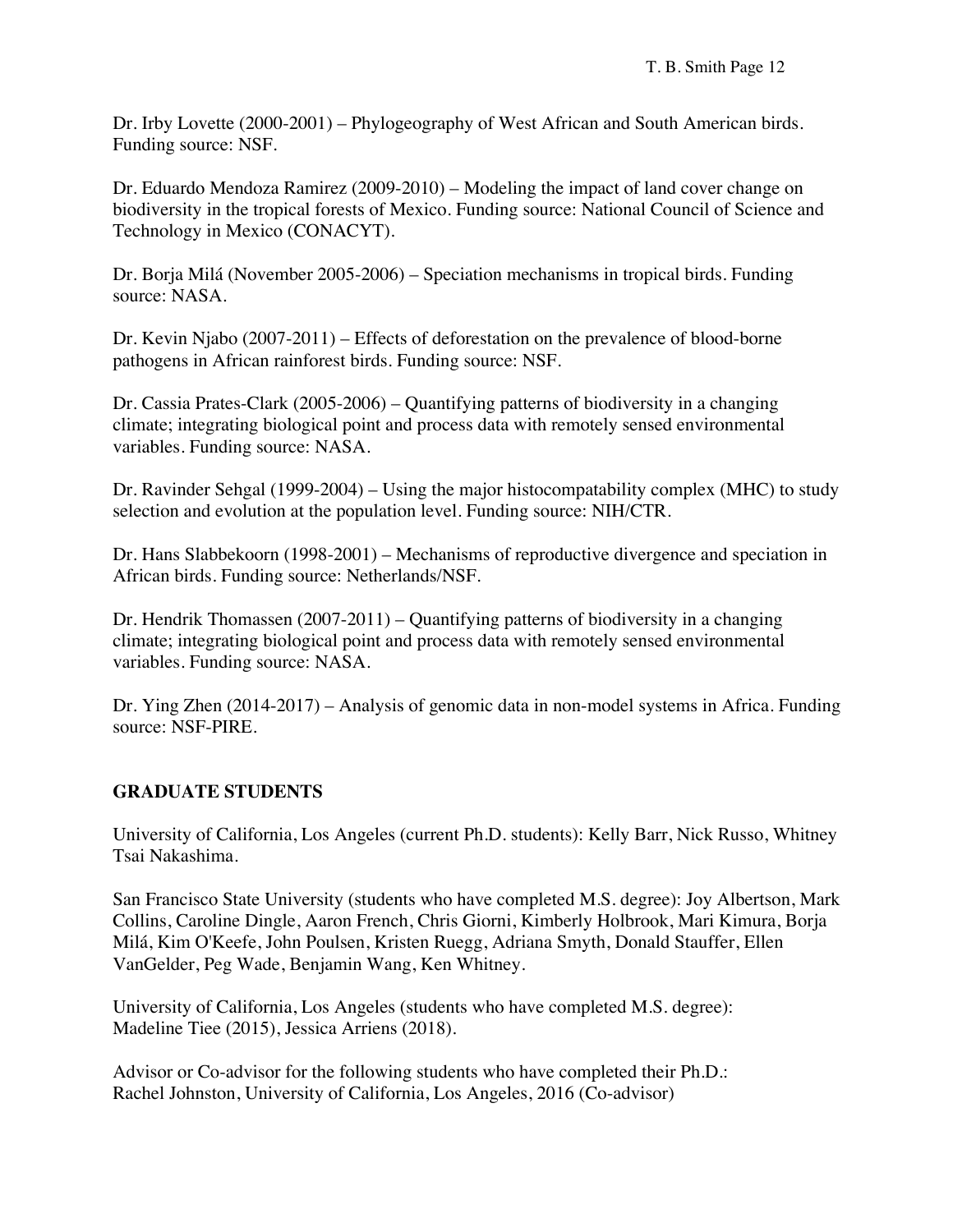Dr. Irby Lovette (2000-2001) – Phylogeography of West African and South American birds. Funding source: NSF.

Dr. Eduardo Mendoza Ramirez (2009-2010) – Modeling the impact of land cover change on biodiversity in the tropical forests of Mexico. Funding source: National Council of Science and Technology in Mexico (CONACYT).

Dr. Borja Milá (November 2005-2006) – Speciation mechanisms in tropical birds. Funding source: NASA.

Dr. Kevin Njabo (2007-2011) – Effects of deforestation on the prevalence of blood-borne pathogens in African rainforest birds. Funding source: NSF.

Dr. Cassia Prates-Clark (2005-2006) – Quantifying patterns of biodiversity in a changing climate; integrating biological point and process data with remotely sensed environmental variables. Funding source: NASA.

Dr. Ravinder Sehgal (1999-2004) – Using the major histocompatability complex (MHC) to study selection and evolution at the population level. Funding source: NIH/CTR.

Dr. Hans Slabbekoorn (1998-2001) – Mechanisms of reproductive divergence and speciation in African birds. Funding source: Netherlands/NSF.

Dr. Hendrik Thomassen (2007-2011) – Quantifying patterns of biodiversity in a changing climate; integrating biological point and process data with remotely sensed environmental variables. Funding source: NASA.

Dr. Ying Zhen (2014-2017) – Analysis of genomic data in non-model systems in Africa. Funding source: NSF-PIRE.

## GRADUATE STUDENTS

University of California, Los Angeles (current Ph.D. students): Kelly Barr, Nick Russo, Whitney Tsai Nakashima.

San Francisco State University (students who have completed M.S. degree): Joy Albertson, Mark Collins, Caroline Dingle, Aaron French, Chris Giorni, Kimberly Holbrook, Mari Kimura, Borja Milá, Kim O'Keefe, John Poulsen, Kristen Ruegg, Adriana Smyth, Donald Stauffer, Ellen VanGelder, Peg Wade, Benjamin Wang, Ken Whitney.

University of California, Los Angeles (students who have completed M.S. degree): Madeline Tiee (2015), Jessica Arriens (2018).

Advisor or Co-advisor for the following students who have completed their Ph.D.:
Rachel Johnston, University of California, Los Angeles, 2016 (Co-advisor)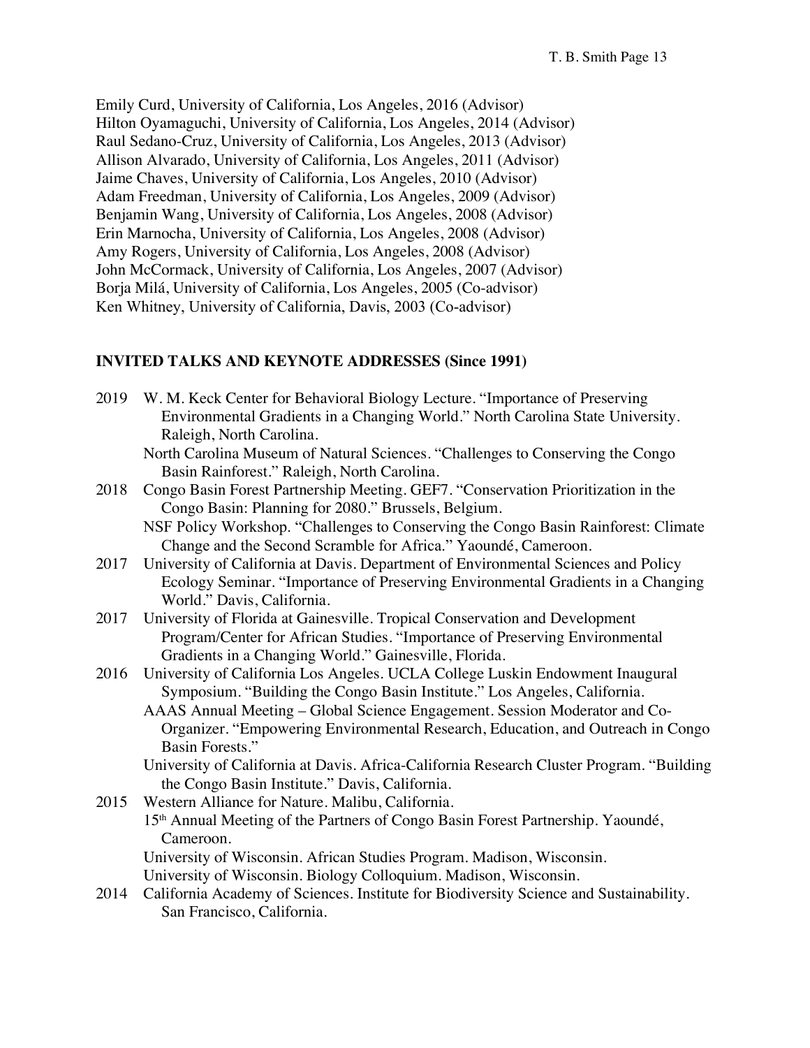Emily Curd, University of California, Los Angeles, 2016 (Advisor)
Hilton Oyamaguchi, University of California, Los Angeles, 2014 (Advisor)
Raul Sedano-Cruz, University of California, Los Angeles, 2013 (Advisor)
Allison Alvarado, University of California, Los Angeles, 2011 (Advisor)
Jaime Chaves, University of California, Los Angeles, 2010 (Advisor)
Adam Freedman, University of California, Los Angeles, 2009 (Advisor)
Benjamin Wang, University of California, Los Angeles, 2008 (Advisor)
Erin Marnocha, University of California, Los Angeles, 2008 (Advisor)
Amy Rogers, University of California, Los Angeles, 2008 (Advisor)
John McCormack, University of California, Los Angeles, 2007 (Advisor)
Borja Milá, University of California, Los Angeles, 2005 (Co-advisor)
Ken Whitney, University of California, Davis, 2003 (Co-advisor)

## INVITED TALKS AND KEYNOTE ADDRESSES (Since 1991)

2019 W. M. Keck Center for Behavioral Biology Lecture. "Importance of Preserving Environmental Gradients in a Changing World." North Carolina State University. Raleigh, North Carolina.

North Carolina Museum of Natural Sciences. "Challenges to Conserving the Congo Basin Rainforest." Raleigh, North Carolina.

2018 Congo Basin Forest Partnership Meeting. GEF7. "Conservation Prioritization in the Congo Basin: Planning for 2080." Brussels, Belgium.

NSF Policy Workshop. "Challenges to Conserving the Congo Basin Rainforest: Climate Change and the Second Scramble for Africa." Yaoundé, Cameroon.

2017 University of California at Davis. Department of Environmental Sciences and Policy Ecology Seminar. "Importance of Preserving Environmental Gradients in a Changing World." Davis, California.

2017 University of Florida at Gainesville. Tropical Conservation and Development Program/Center for African Studies. "Importance of Preserving Environmental Gradients in a Changing World." Gainesville, Florida.

2016 University of California Los Angeles. UCLA College Luskin Endowment Inaugural Symposium. "Building the Congo Basin Institute." Los Angeles, California.

AAAS Annual Meeting – Global Science Engagement. Session Moderator and Co-Organizer. "Empowering Environmental Research, Education, and Outreach in Congo Basin Forests."

University of California at Davis. Africa-California Research Cluster Program. "Building the Congo Basin Institute." Davis, California.

2015 Western Alliance for Nature. Malibu, California.

15th Annual Meeting of the Partners of Congo Basin Forest Partnership. Yaoundé, Cameroon.

University of Wisconsin. African Studies Program. Madison, Wisconsin.

University of Wisconsin. Biology Colloquium. Madison, Wisconsin.

2014 California Academy of Sciences. Institute for Biodiversity Science and Sustainability. San Francisco, California.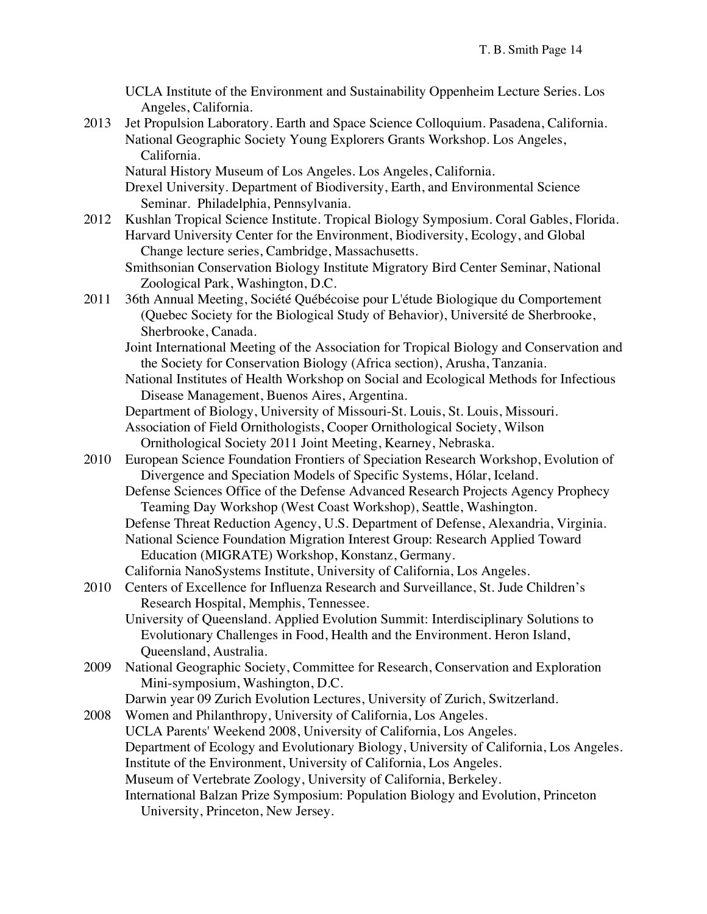UCLA Institute of the Environment and Sustainability Oppenheim Lecture Series. Los Angeles, California.

2013 Jet Propulsion Laboratory. Earth and Space Science Colloquium. Pasadena, California.
National Geographic Society Young Explorers Grants Workshop. Los Angeles, California.
Natural History Museum of Los Angeles. Los Angeles, California.
Drexel University. Department of Biodiversity, Earth, and Environmental Science Seminar. Philadelphia, Pennsylvania.

2012 Kushlan Tropical Science Institute. Tropical Biology Symposium. Coral Gables, Florida.
Harvard University Center for the Environment, Biodiversity, Ecology, and Global Change lecture series, Cambridge, Massachusetts.
Smithsonian Conservation Biology Institute Migratory Bird Center Seminar, National Zoological Park, Washington, D.C.

2011 36th Annual Meeting, Société Québécoise pour L'étude Biologique du Comportement (Quebec Society for the Biological Study of Behavior), Université de Sherbrooke, Sherbrooke, Canada.
Joint International Meeting of the Association for Tropical Biology and Conservation and the Society for Conservation Biology (Africa section), Arusha, Tanzania.
National Institutes of Health Workshop on Social and Ecological Methods for Infectious Disease Management, Buenos Aires, Argentina.
Department of Biology, University of Missouri-St. Louis, St. Louis, Missouri.
Association of Field Ornithologists, Cooper Ornithological Society, Wilson Ornithological Society 2011 Joint Meeting, Kearney, Nebraska.

2010 European Science Foundation Frontiers of Speciation Research Workshop, Evolution of Divergence and Speciation Models of Specific Systems, Hólar, Iceland.
Defense Sciences Office of the Defense Advanced Research Projects Agency Prophecy Teaming Day Workshop (West Coast Workshop), Seattle, Washington.
Defense Threat Reduction Agency, U.S. Department of Defense, Alexandria, Virginia.
National Science Foundation Migration Interest Group: Research Applied Toward Education (MIGRATE) Workshop, Konstanz, Germany.
California NanoSystems Institute, University of California, Los Angeles.

2010 Centers of Excellence for Influenza Research and Surveillance, St. Jude Children's Research Hospital, Memphis, Tennessee.
University of Queensland. Applied Evolution Summit: Interdisciplinary Solutions to Evolutionary Challenges in Food, Health and the Environment. Heron Island, Queensland, Australia.

2009 National Geographic Society, Committee for Research, Conservation and Exploration Mini-symposium, Washington, D.C.
Darwin year 09 Zurich Evolution Lectures, University of Zurich, Switzerland.

2008 Women and Philanthropy, University of California, Los Angeles.
UCLA Parents' Weekend 2008, University of California, Los Angeles.
Department of Ecology and Evolutionary Biology, University of California, Los Angeles.
Institute of the Environment, University of California, Los Angeles.
Museum of Vertebrate Zoology, University of California, Berkeley.
International Balzan Prize Symposium: Population Biology and Evolution, Princeton University, Princeton, New Jersey.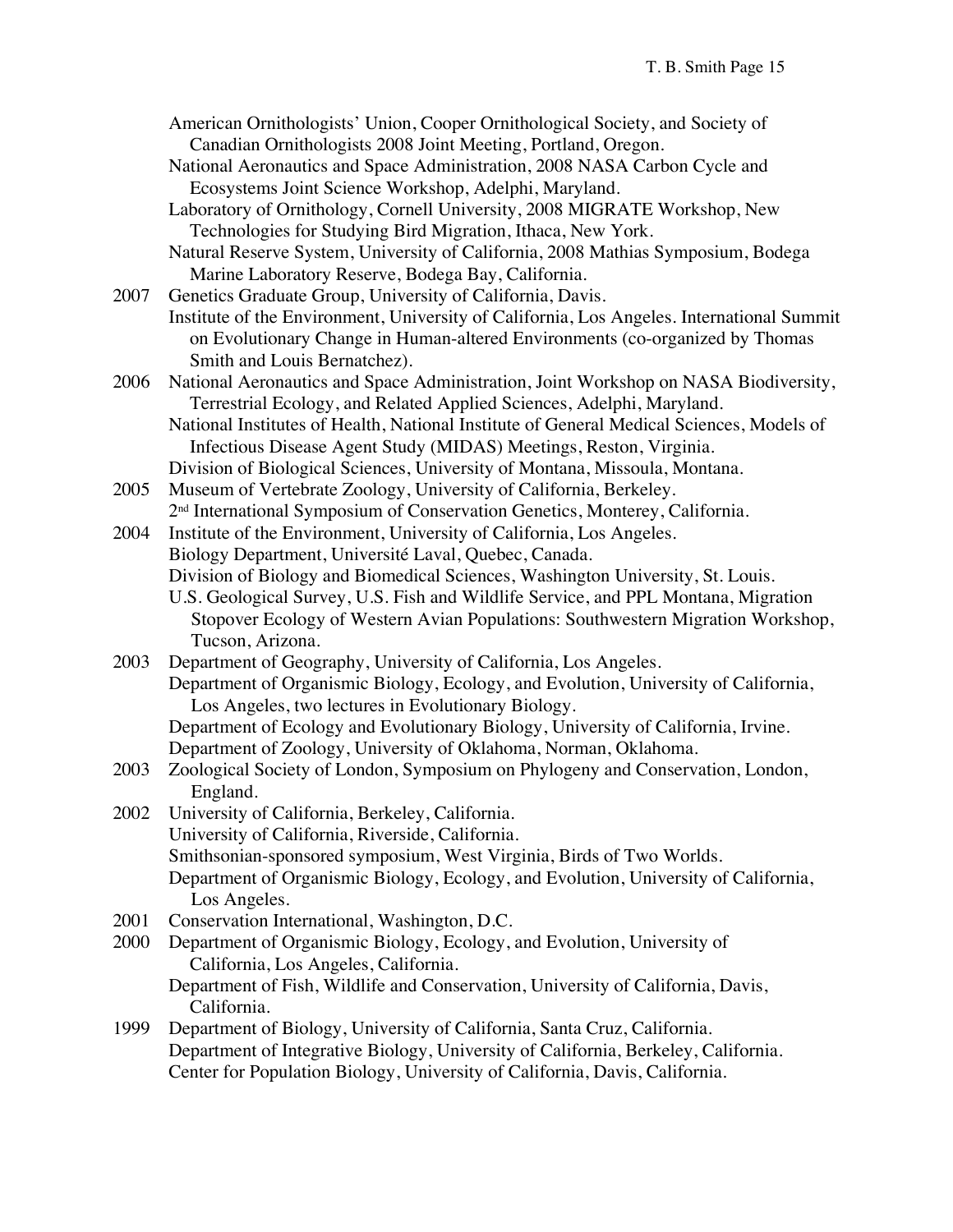American Ornithologists' Union, Cooper Ornithological Society, and Society of Canadian Ornithologists 2008 Joint Meeting, Portland, Oregon.

National Aeronautics and Space Administration, 2008 NASA Carbon Cycle and Ecosystems Joint Science Workshop, Adelphi, Maryland.

Laboratory of Ornithology, Cornell University, 2008 MIGRATE Workshop, New Technologies for Studying Bird Migration, Ithaca, New York.

Natural Reserve System, University of California, 2008 Mathias Symposium, Bodega Marine Laboratory Reserve, Bodega Bay, California.

2007 Genetics Graduate Group, University of California, Davis.

Institute of the Environment, University of California, Los Angeles. International Summit on Evolutionary Change in Human-altered Environments (co-organized by Thomas Smith and Louis Bernatchez).

2006 National Aeronautics and Space Administration, Joint Workshop on NASA Biodiversity, Terrestrial Ecology, and Related Applied Sciences, Adelphi, Maryland.

National Institutes of Health, National Institute of General Medical Sciences, Models of Infectious Disease Agent Study (MIDAS) Meetings, Reston, Virginia.

Division of Biological Sciences, University of Montana, Missoula, Montana.

2005 Museum of Vertebrate Zoology, University of California, Berkeley.

2nd International Symposium of Conservation Genetics, Monterey, California.

2004 Institute of the Environment, University of California, Los Angeles.

Biology Department, Université Laval, Quebec, Canada.

Division of Biology and Biomedical Sciences, Washington University, St. Louis.

U.S. Geological Survey, U.S. Fish and Wildlife Service, and PPL Montana, Migration Stopover Ecology of Western Avian Populations: Southwestern Migration Workshop, Tucson, Arizona.

2003 Department of Geography, University of California, Los Angeles.

Department of Organismic Biology, Ecology, and Evolution, University of California, Los Angeles, two lectures in Evolutionary Biology.

Department of Ecology and Evolutionary Biology, University of California, Irvine.

Department of Zoology, University of Oklahoma, Norman, Oklahoma.

2003 Zoological Society of London, Symposium on Phylogeny and Conservation, London, England.

2002 University of California, Berkeley, California.

University of California, Riverside, California.

Smithsonian-sponsored symposium, West Virginia, Birds of Two Worlds.

Department of Organismic Biology, Ecology, and Evolution, University of California, Los Angeles.

2001 Conservation International, Washington, D.C.

2000 Department of Organismic Biology, Ecology, and Evolution, University of California, Los Angeles, California.

Department of Fish, Wildlife and Conservation, University of California, Davis, California.

1999 Department of Biology, University of California, Santa Cruz, California.

Department of Integrative Biology, University of California, Berkeley, California.

Center for Population Biology, University of California, Davis, California.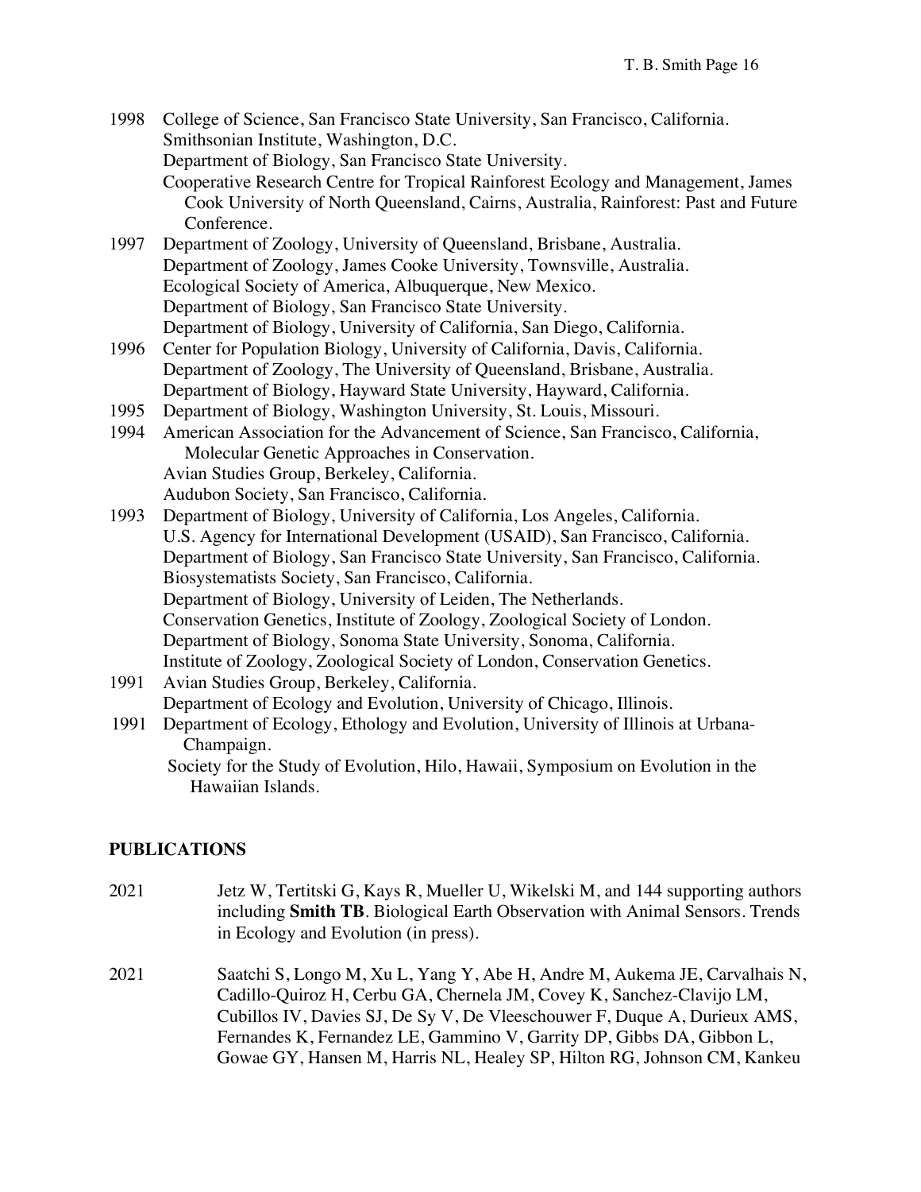1998 College of Science, San Francisco State University, San Francisco, California.
Smithsonian Institute, Washington, D.C.
Department of Biology, San Francisco State University.
Cooperative Research Centre for Tropical Rainforest Ecology and Management, James Cook University of North Queensland, Cairns, Australia, Rainforest: Past and Future Conference.

1997 Department of Zoology, University of Queensland, Brisbane, Australia.
Department of Zoology, James Cooke University, Townsville, Australia.
Ecological Society of America, Albuquerque, New Mexico.
Department of Biology, San Francisco State University.
Department of Biology, University of California, San Diego, California.

1996 Center for Population Biology, University of California, Davis, California.
Department of Zoology, The University of Queensland, Brisbane, Australia.
Department of Biology, Hayward State University, Hayward, California.

1995 Department of Biology, Washington University, St. Louis, Missouri.

1994 American Association for the Advancement of Science, San Francisco, California, Molecular Genetic Approaches in Conservation.
Avian Studies Group, Berkeley, California.
Audubon Society, San Francisco, California.

1993 Department of Biology, University of California, Los Angeles, California.
U.S. Agency for International Development (USAID), San Francisco, California.
Department of Biology, San Francisco State University, San Francisco, California.
Biosystematists Society, San Francisco, California.
Department of Biology, University of Leiden, The Netherlands.
Conservation Genetics, Institute of Zoology, Zoological Society of London.
Department of Biology, Sonoma State University, Sonoma, California.
Institute of Zoology, Zoological Society of London, Conservation Genetics.

1991 Avian Studies Group, Berkeley, California.
Department of Ecology and Evolution, University of Chicago, Illinois.

1991 Department of Ecology, Ethology and Evolution, University of Illinois at Urbana-Champaign.
Society for the Study of Evolution, Hilo, Hawaii, Symposium on Evolution in the Hawaiian Islands.

## PUBLICATIONS

2021 Jetz W, Tertitski G, Kays R, Mueller U, Wikelski M, and 144 supporting authors including **Smith TB**. Biological Earth Observation with Animal Sensors. Trends in Ecology and Evolution (in press).

2021 Saatchi S, Longo M, Xu L, Yang Y, Abe H, Andre M, Aukema JE, Carvalhais N, Cadillo-Quiroz H, Cerbu GA, Chernela JM, Covey K, Sanchez-Clavijo LM, Cubillos IV, Davies SJ, De Sy V, De Vleeschouwer F, Duque A, Durieux AMS, Fernandes K, Fernandez LE, Gammino V, Garrity DP, Gibbs DA, Gibbon L, Gowae GY, Hansen M, Harris NL, Healey SP, Hilton RG, Johnson CM, Kankeu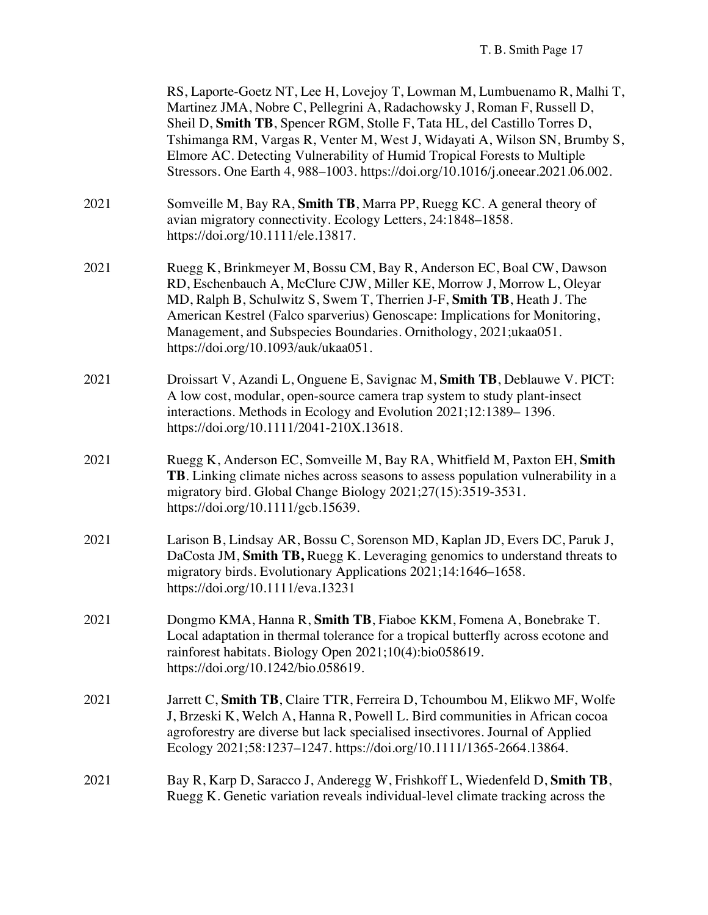RS, Laporte-Goetz NT, Lee H, Lovejoy T, Lowman M, Lumbuenamo R, Malhi T, Martinez JMA, Nobre C, Pellegrini A, Radachowsky J, Roman F, Russell D, Sheil D, **Smith TB**, Spencer RGM, Stolle F, Tata HL, del Castillo Torres D, Tshimanga RM, Vargas R, Venter M, West J, Widayati A, Wilson SN, Brumby S, Elmore AC. Detecting Vulnerability of Humid Tropical Forests to Multiple Stressors. One Earth 4, 988–1003. https://doi.org/10.1016/j.oneear.2021.06.002.

2021 Somveille M, Bay RA, **Smith TB**, Marra PP, Ruegg KC. A general theory of avian migratory connectivity. Ecology Letters, 24:1848–1858. https://doi.org/10.1111/ele.13817.

2021 Ruegg K, Brinkmeyer M, Bossu CM, Bay R, Anderson EC, Boal CW, Dawson RD, Eschenbauch A, McClure CJW, Miller KE, Morrow J, Morrow L, Oleyar MD, Ralph B, Schulwitz S, Swem T, Therrien J-F, **Smith TB**, Heath J. The American Kestrel (Falco sparverius) Genoscape: Implications for Monitoring, Management, and Subspecies Boundaries. Ornithology, 2021;ukaa051. https://doi.org/10.1093/auk/ukaa051.

2021 Droissart V, Azandi L, Onguene E, Savignac M, **Smith TB**, Deblauwe V. PICT: A low cost, modular, open-source camera trap system to study plant-insect interactions. Methods in Ecology and Evolution 2021;12:1389– 1396. https://doi.org/10.1111/2041-210X.13618.

2021 Ruegg K, Anderson EC, Somveille M, Bay RA, Whitfield M, Paxton EH, **Smith TB**. Linking climate niches across seasons to assess population vulnerability in a migratory bird. Global Change Biology 2021;27(15):3519-3531. https://doi.org/10.1111/gcb.15639.

2021 Larison B, Lindsay AR, Bossu C, Sorenson MD, Kaplan JD, Evers DC, Paruk J, DaCosta JM, **Smith TB,** Ruegg K. Leveraging genomics to understand threats to migratory birds. Evolutionary Applications 2021;14:1646–1658. https://doi.org/10.1111/eva.13231

2021 Dongmo KMA, Hanna R, **Smith TB**, Fiaboe KKM, Fomena A, Bonebrake T. Local adaptation in thermal tolerance for a tropical butterfly across ecotone and rainforest habitats. Biology Open 2021;10(4):bio058619. https://doi.org/10.1242/bio.058619.

2021 Jarrett C, **Smith TB**, Claire TTR, Ferreira D, Tchoumbou M, Elikwo MF, Wolfe J, Brzeski K, Welch A, Hanna R, Powell L. Bird communities in African cocoa agroforestry are diverse but lack specialised insectivores. Journal of Applied Ecology 2021;58:1237–1247. https://doi.org/10.1111/1365-2664.13864.

2021 Bay R, Karp D, Saracco J, Anderegg W, Frishkoff L, Wiedenfeld D, **Smith TB**, Ruegg K. Genetic variation reveals individual-level climate tracking across the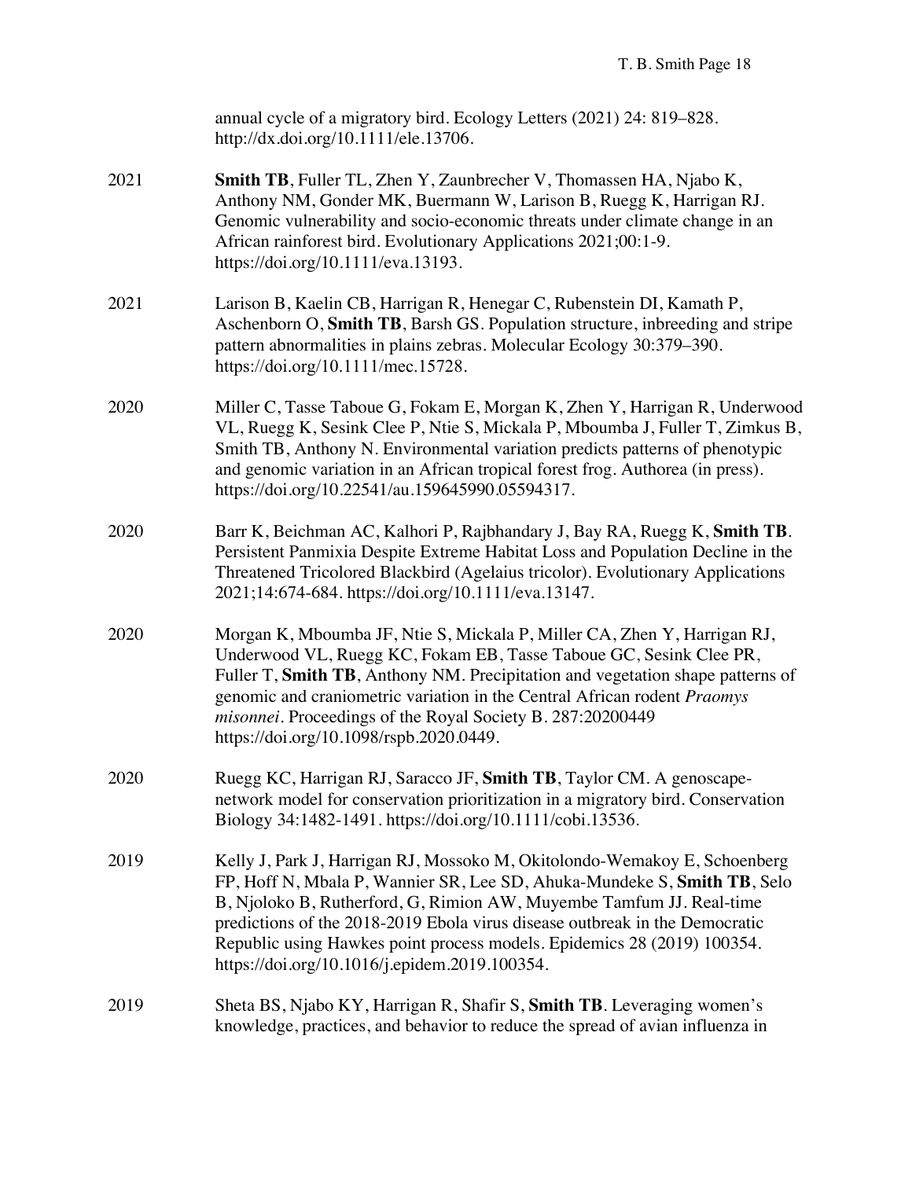annual cycle of a migratory bird. Ecology Letters (2021) 24: 819–828. http://dx.doi.org/10.1111/ele.13706.

2021 **Smith TB**, Fuller TL, Zhen Y, Zaunbrecher V, Thomassen HA, Njabo K, Anthony NM, Gonder MK, Buermann W, Larison B, Ruegg K, Harrigan RJ. Genomic vulnerability and socio-economic threats under climate change in an African rainforest bird. Evolutionary Applications 2021;00:1-9. https://doi.org/10.1111/eva.13193.

2021 Larison B, Kaelin CB, Harrigan R, Henegar C, Rubenstein DI, Kamath P, Aschenborn O, **Smith TB**, Barsh GS. Population structure, inbreeding and stripe pattern abnormalities in plains zebras. Molecular Ecology 30:379–390. https://doi.org/10.1111/mec.15728.

2020 Miller C, Tasse Taboue G, Fokam E, Morgan K, Zhen Y, Harrigan R, Underwood VL, Ruegg K, Sesink Clee P, Ntie S, Mickala P, Mboumba J, Fuller T, Zimkus B, Smith TB, Anthony N. Environmental variation predicts patterns of phenotypic and genomic variation in an African tropical forest frog. Authorea (in press). https://doi.org/10.22541/au.159645990.05594317.

2020 Barr K, Beichman AC, Kalhori P, Rajbhandary J, Bay RA, Ruegg K, **Smith TB**. Persistent Panmixia Despite Extreme Habitat Loss and Population Decline in the Threatened Tricolored Blackbird (Agelaius tricolor). Evolutionary Applications 2021;14:674-684. https://doi.org/10.1111/eva.13147.

2020 Morgan K, Mboumba JF, Ntie S, Mickala P, Miller CA, Zhen Y, Harrigan RJ, Underwood VL, Ruegg KC, Fokam EB, Tasse Taboue GC, Sesink Clee PR, Fuller T, **Smith TB**, Anthony NM. Precipitation and vegetation shape patterns of genomic and craniometric variation in the Central African rodent *Praomys misonnei*. Proceedings of the Royal Society B. 287:20200449 https://doi.org/10.1098/rspb.2020.0449.

2020 Ruegg KC, Harrigan RJ, Saracco JF, **Smith TB**, Taylor CM. A genoscape-network model for conservation prioritization in a migratory bird. Conservation Biology 34:1482-1491. https://doi.org/10.1111/cobi.13536.

2019 Kelly J, Park J, Harrigan RJ, Mossoko M, Okitolondo-Wemakoy E, Schoenberg FP, Hoff N, Mbala P, Wannier SR, Lee SD, Ahuka-Mundeke S, **Smith TB**, Selo B, Njoloko B, Rutherford, G, Rimion AW, Muyembe Tamfum JJ. Real-time predictions of the 2018-2019 Ebola virus disease outbreak in the Democratic Republic using Hawkes point process models. Epidemics 28 (2019) 100354. https://doi.org/10.1016/j.epidem.2019.100354.

2019 Sheta BS, Njabo KY, Harrigan R, Shafir S, **Smith TB**. Leveraging women's knowledge, practices, and behavior to reduce the spread of avian influenza in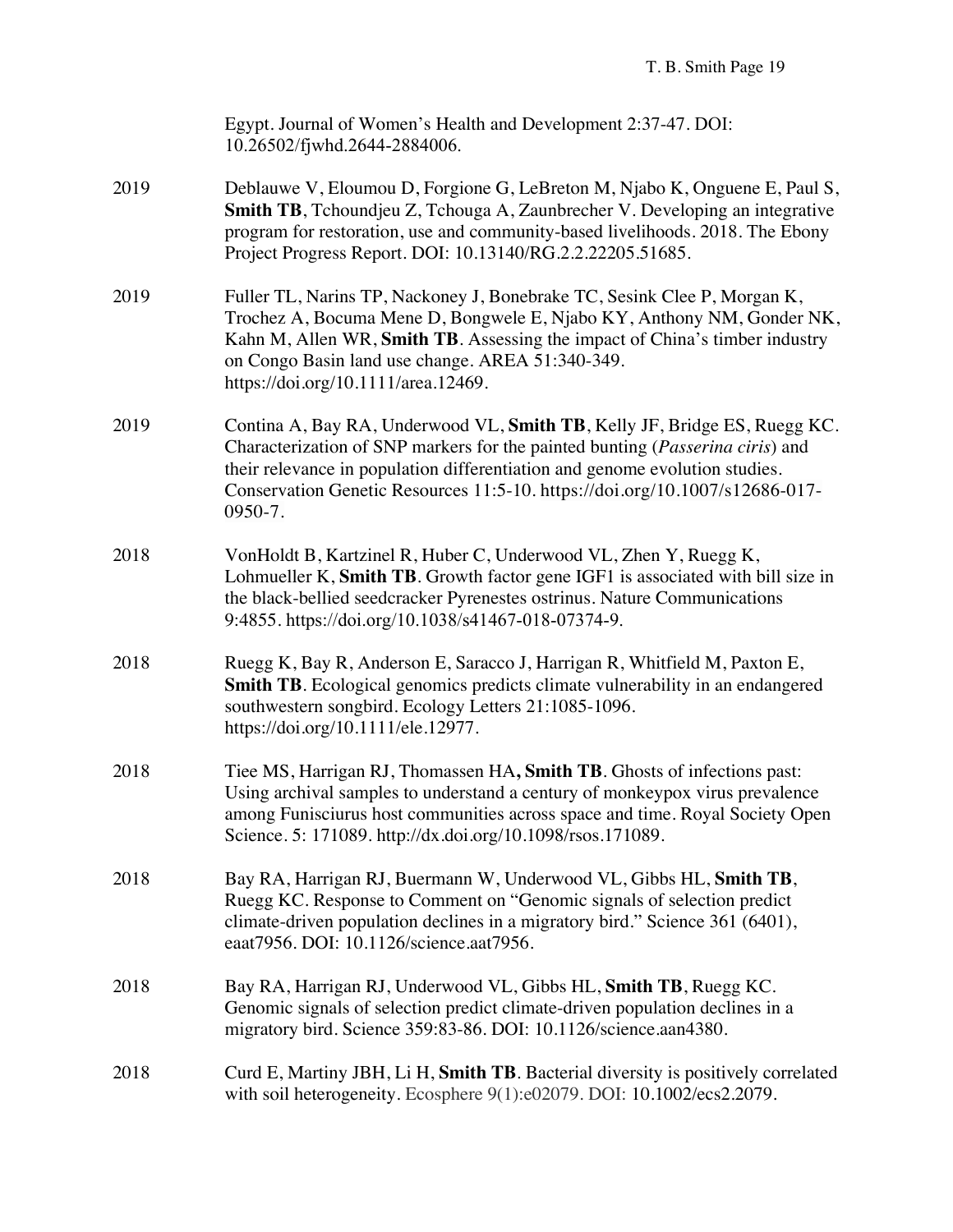Egypt. Journal of Women's Health and Development 2:37-47. DOI: 10.26502/fjwhd.2644-2884006.

2019 Deblauwe V, Eloumou D, Forgione G, LeBreton M, Njabo K, Onguene E, Paul S, **Smith TB**, Tchoundjeu Z, Tchouga A, Zaunbrecher V. Developing an integrative program for restoration, use and community-based livelihoods. 2018. The Ebony Project Progress Report. DOI: 10.13140/RG.2.2.22205.51685.

2019 Fuller TL, Narins TP, Nackoney J, Bonebrake TC, Sesink Clee P, Morgan K, Trochez A, Bocuma Mene D, Bongwele E, Njabo KY, Anthony NM, Gonder NK, Kahn M, Allen WR, **Smith TB**. Assessing the impact of China's timber industry on Congo Basin land use change. AREA 51:340-349. https://doi.org/10.1111/area.12469.

2019 Contina A, Bay RA, Underwood VL, **Smith TB**, Kelly JF, Bridge ES, Ruegg KC. Characterization of SNP markers for the painted bunting (*Passerina ciris*) and their relevance in population differentiation and genome evolution studies. Conservation Genetic Resources 11:5-10. https://doi.org/10.1007/s12686-017-0950-7.

2018 VonHoldt B, Kartzinel R, Huber C, Underwood VL, Zhen Y, Ruegg K, Lohmueller K, **Smith TB**. Growth factor gene IGF1 is associated with bill size in the black-bellied seedcracker Pyrenestes ostrinus. Nature Communications 9:4855. https://doi.org/10.1038/s41467-018-07374-9.

2018 Ruegg K, Bay R, Anderson E, Saracco J, Harrigan R, Whitfield M, Paxton E, **Smith TB**. Ecological genomics predicts climate vulnerability in an endangered southwestern songbird. Ecology Letters 21:1085-1096. https://doi.org/10.1111/ele.12977.

2018 Tiee MS, Harrigan RJ, Thomassen HA**, Smith TB**. Ghosts of infections past: Using archival samples to understand a century of monkeypox virus prevalence among Funisciurus host communities across space and time. Royal Society Open Science. 5: 171089. http://dx.doi.org/10.1098/rsos.171089.

2018 Bay RA, Harrigan RJ, Buermann W, Underwood VL, Gibbs HL, **Smith TB**, Ruegg KC. Response to Comment on "Genomic signals of selection predict climate-driven population declines in a migratory bird." Science 361 (6401), eaat7956. DOI: 10.1126/science.aat7956.

2018 Bay RA, Harrigan RJ, Underwood VL, Gibbs HL, **Smith TB**, Ruegg KC. Genomic signals of selection predict climate-driven population declines in a migratory bird. Science 359:83-86. DOI: 10.1126/science.aan4380.

2018 Curd E, Martiny JBH, Li H, **Smith TB**. Bacterial diversity is positively correlated with soil heterogeneity. Ecosphere 9(1):e02079. DOI: 10.1002/ecs2.2079.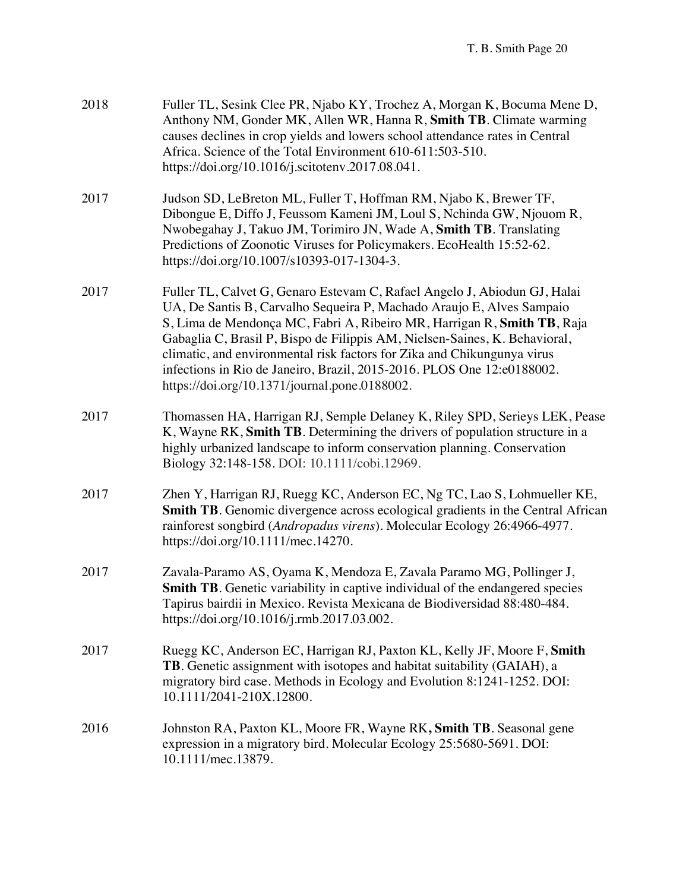2018 Fuller TL, Sesink Clee PR, Njabo KY, Trochez A, Morgan K, Bocuma Mene D, Anthony NM, Gonder MK, Allen WR, Hanna R, **Smith TB**. Climate warming causes declines in crop yields and lowers school attendance rates in Central Africa. Science of the Total Environment 610-611:503-510. https://doi.org/10.1016/j.scitotenv.2017.08.041.

2017 Judson SD, LeBreton ML, Fuller T, Hoffman RM, Njabo K, Brewer TF, Dibongue E, Diffo J, Feussom Kameni JM, Loul S, Nchinda GW, Njouom R, Nwobegahay J, Takuo JM, Torimiro JN, Wade A, **Smith TB**. Translating Predictions of Zoonotic Viruses for Policymakers. EcoHealth 15:52-62. https://doi.org/10.1007/s10393-017-1304-3.

2017 Fuller TL, Calvet G, Genaro Estevam C, Rafael Angelo J, Abiodun GJ, Halai UA, De Santis B, Carvalho Sequeira P, Machado Araujo E, Alves Sampaio S, Lima de Mendonça MC, Fabri A, Ribeiro MR, Harrigan R, **Smith TB**, Raja Gabaglia C, Brasil P, Bispo de Filippis AM, Nielsen-Saines, K. Behavioral, climatic, and environmental risk factors for Zika and Chikungunya virus infections in Rio de Janeiro, Brazil, 2015-2016. PLOS One 12:e0188002. https://doi.org/10.1371/journal.pone.0188002.

2017 Thomassen HA, Harrigan RJ, Semple Delaney K, Riley SPD, Serieys LEK, Pease K, Wayne RK, **Smith TB**. Determining the drivers of population structure in a highly urbanized landscape to inform conservation planning. Conservation Biology 32:148-158. DOI: 10.1111/cobi.12969.

2017 Zhen Y, Harrigan RJ, Ruegg KC, Anderson EC, Ng TC, Lao S, Lohmueller KE, **Smith TB**. Genomic divergence across ecological gradients in the Central African rainforest songbird (*Andropadus virens*). Molecular Ecology 26:4966-4977. https://doi.org/10.1111/mec.14270.

2017 Zavala-Paramo AS, Oyama K, Mendoza E, Zavala Paramo MG, Pollinger J, **Smith TB**. Genetic variability in captive individual of the endangered species Tapirus bairdii in Mexico. Revista Mexicana de Biodiversidad 88:480-484. https://doi.org/10.1016/j.rmb.2017.03.002.

2017 Ruegg KC, Anderson EC, Harrigan RJ, Paxton KL, Kelly JF, Moore F, **Smith TB**. Genetic assignment with isotopes and habitat suitability (GAIAH), a migratory bird case. Methods in Ecology and Evolution 8:1241-1252. DOI: 10.1111/2041-210X.12800.

2016 Johnston RA, Paxton KL, Moore FR, Wayne RK**, Smith TB**. Seasonal gene expression in a migratory bird. Molecular Ecology 25:5680-5691. DOI: 10.1111/mec.13879.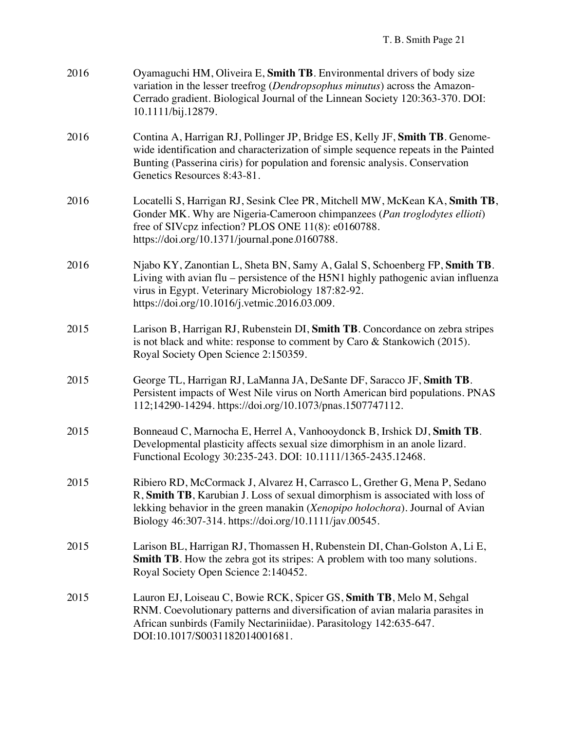2016 Oyamaguchi HM, Oliveira E, **Smith TB**. Environmental drivers of body size variation in the lesser treefrog (*Dendropsophus minutus*) across the Amazon-Cerrado gradient. Biological Journal of the Linnean Society 120:363-370. DOI: 10.1111/bij.12879.

2016 Contina A, Harrigan RJ, Pollinger JP, Bridge ES, Kelly JF, **Smith TB**. Genome-wide identification and characterization of simple sequence repeats in the Painted Bunting (Passerina ciris) for population and forensic analysis. Conservation Genetics Resources 8:43-81.

2016 Locatelli S, Harrigan RJ, Sesink Clee PR, Mitchell MW, McKean KA, **Smith TB**, Gonder MK. Why are Nigeria-Cameroon chimpanzees (*Pan troglodytes ellioti*) free of SIVcpz infection? PLOS ONE 11(8): e0160788. https://doi.org/10.1371/journal.pone.0160788.

2016 Njabo KY, Zanontian L, Sheta BN, Samy A, Galal S, Schoenberg FP, **Smith TB**. Living with avian flu – persistence of the H5N1 highly pathogenic avian influenza virus in Egypt. Veterinary Microbiology 187:82-92. https://doi.org/10.1016/j.vetmic.2016.03.009.

2015 Larison B, Harrigan RJ, Rubenstein DI, **Smith TB**. Concordance on zebra stripes is not black and white: response to comment by Caro & Stankowich (2015). Royal Society Open Science 2:150359.

2015 George TL, Harrigan RJ, LaManna JA, DeSante DF, Saracco JF, **Smith TB**. Persistent impacts of West Nile virus on North American bird populations. PNAS 112;14290-14294. https://doi.org/10.1073/pnas.1507747112.

2015 Bonneaud C, Marnocha E, Herrel A, Vanhooydonck B, Irshick DJ, **Smith TB**. Developmental plasticity affects sexual size dimorphism in an anole lizard. Functional Ecology 30:235-243. DOI: 10.1111/1365-2435.12468.

2015 Ribiero RD, McCormack J, Alvarez H, Carrasco L, Grether G, Mena P, Sedano R, **Smith TB**, Karubian J. Loss of sexual dimorphism is associated with loss of lekking behavior in the green manakin (*Xenopipo holochora*). Journal of Avian Biology 46:307-314. https://doi.org/10.1111/jav.00545.

2015 Larison BL, Harrigan RJ, Thomassen H, Rubenstein DI, Chan-Golston A, Li E, **Smith TB**. How the zebra got its stripes: A problem with too many solutions. Royal Society Open Science 2:140452.

2015 Lauron EJ, Loiseau C, Bowie RCK, Spicer GS, **Smith TB**, Melo M, Sehgal RNM. Coevolutionary patterns and diversification of avian malaria parasites in African sunbirds (Family Nectariniidae). Parasitology 142:635-647. DOI:10.1017/S0031182014001681.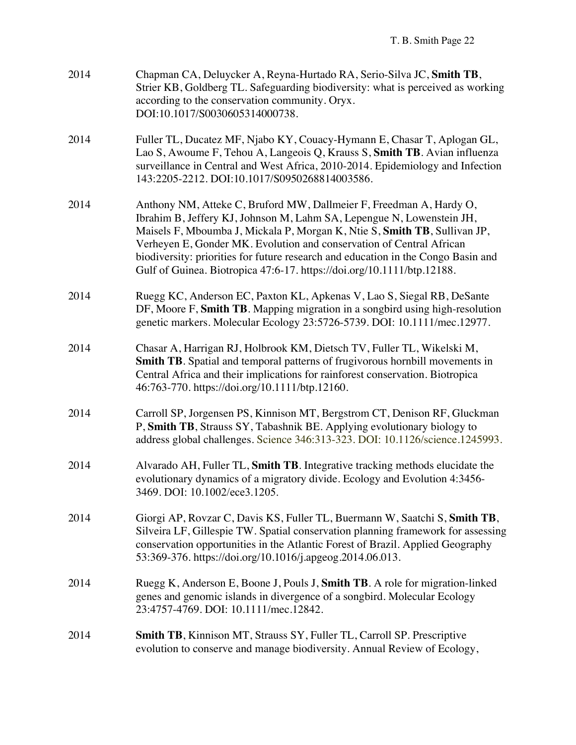2014 Chapman CA, Deluycker A, Reyna-Hurtado RA, Serio-Silva JC, **Smith TB**, Strier KB, Goldberg TL. Safeguarding biodiversity: what is perceived as working according to the conservation community. Oryx. DOI:10.1017/S0030605314000738.

2014 Fuller TL, Ducatez MF, Njabo KY, Couacy-Hymann E, Chasar T, Aplogan GL, Lao S, Awoume F, Tehou A, Langeois Q, Krauss S, **Smith TB**. Avian influenza surveillance in Central and West Africa, 2010-2014. Epidemiology and Infection 143:2205-2212. DOI:10.1017/S0950268814003586.

2014 Anthony NM, Atteke C, Bruford MW, Dallmeier F, Freedman A, Hardy O, Ibrahim B, Jeffery KJ, Johnson M, Lahm SA, Lepengue N, Lowenstein JH, Maisels F, Mboumba J, Mickala P, Morgan K, Ntie S, **Smith TB**, Sullivan JP, Verheyen E, Gonder MK. Evolution and conservation of Central African biodiversity: priorities for future research and education in the Congo Basin and Gulf of Guinea. Biotropica 47:6-17. https://doi.org/10.1111/btp.12188.

2014 Ruegg KC, Anderson EC, Paxton KL, Apkenas V, Lao S, Siegal RB, DeSante DF, Moore F, **Smith TB**. Mapping migration in a songbird using high-resolution genetic markers. Molecular Ecology 23:5726-5739. DOI: 10.1111/mec.12977.

2014 Chasar A, Harrigan RJ, Holbrook KM, Dietsch TV, Fuller TL, Wikelski M, **Smith TB**. Spatial and temporal patterns of frugivorous hornbill movements in Central Africa and their implications for rainforest conservation. Biotropica 46:763-770. https://doi.org/10.1111/btp.12160.

2014 Carroll SP, Jorgensen PS, Kinnison MT, Bergstrom CT, Denison RF, Gluckman P, **Smith TB**, Strauss SY, Tabashnik BE. Applying evolutionary biology to address global challenges. Science 346:313-323. DOI: 10.1126/science.1245993.

2014 Alvarado AH, Fuller TL, **Smith TB**. Integrative tracking methods elucidate the evolutionary dynamics of a migratory divide. Ecology and Evolution 4:3456-3469. DOI: 10.1002/ece3.1205.

2014 Giorgi AP, Rovzar C, Davis KS, Fuller TL, Buermann W, Saatchi S, **Smith TB**, Silveira LF, Gillespie TW. Spatial conservation planning framework for assessing conservation opportunities in the Atlantic Forest of Brazil. Applied Geography 53:369-376. https://doi.org/10.1016/j.apgeog.2014.06.013.

2014 Ruegg K, Anderson E, Boone J, Pouls J, **Smith TB**. A role for migration-linked genes and genomic islands in divergence of a songbird. Molecular Ecology 23:4757-4769. DOI: 10.1111/mec.12842.

2014 **Smith TB**, Kinnison MT, Strauss SY, Fuller TL, Carroll SP. Prescriptive evolution to conserve and manage biodiversity. Annual Review of Ecology,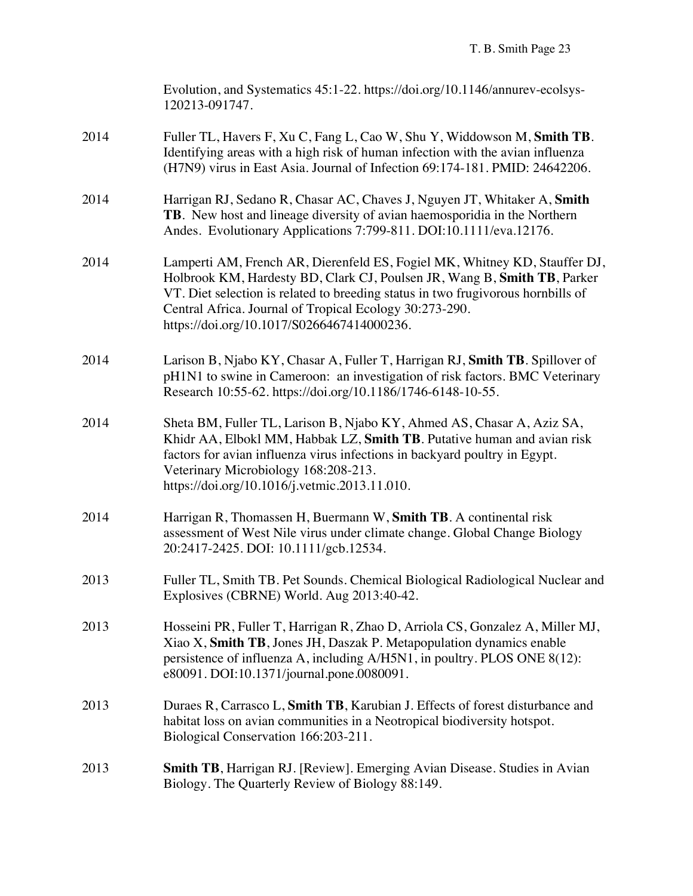Evolution, and Systematics 45:1-22. https://doi.org/10.1146/annurev-ecolsys-120213-091747.

2014 Fuller TL, Havers F, Xu C, Fang L, Cao W, Shu Y, Widdowson M, **Smith TB**. Identifying areas with a high risk of human infection with the avian influenza (H7N9) virus in East Asia. Journal of Infection 69:174-181. PMID: 24642206.

2014 Harrigan RJ, Sedano R, Chasar AC, Chaves J, Nguyen JT, Whitaker A, **Smith TB**. New host and lineage diversity of avian haemosporidia in the Northern Andes. Evolutionary Applications 7:799-811. DOI:10.1111/eva.12176.

2014 Lamperti AM, French AR, Dierenfeld ES, Fogiel MK, Whitney KD, Stauffer DJ, Holbrook KM, Hardesty BD, Clark CJ, Poulsen JR, Wang B, **Smith TB**, Parker VT. Diet selection is related to breeding status in two frugivorous hornbills of Central Africa. Journal of Tropical Ecology 30:273-290. https://doi.org/10.1017/S0266467414000236.

2014 Larison B, Njabo KY, Chasar A, Fuller T, Harrigan RJ, **Smith TB**. Spillover of pH1N1 to swine in Cameroon: an investigation of risk factors. BMC Veterinary Research 10:55-62. https://doi.org/10.1186/1746-6148-10-55.

2014 Sheta BM, Fuller TL, Larison B, Njabo KY, Ahmed AS, Chasar A, Aziz SA, Khidr AA, Elbokl MM, Habbak LZ, **Smith TB**. Putative human and avian risk factors for avian influenza virus infections in backyard poultry in Egypt. Veterinary Microbiology 168:208-213. https://doi.org/10.1016/j.vetmic.2013.11.010.

2014 Harrigan R, Thomassen H, Buermann W, **Smith TB**. A continental risk assessment of West Nile virus under climate change. Global Change Biology 20:2417-2425. DOI: 10.1111/gcb.12534.

2013 Fuller TL, Smith TB. Pet Sounds. Chemical Biological Radiological Nuclear and Explosives (CBRNE) World. Aug 2013:40-42.

2013 Hosseini PR, Fuller T, Harrigan R, Zhao D, Arriola CS, Gonzalez A, Miller MJ, Xiao X, **Smith TB**, Jones JH, Daszak P. Metapopulation dynamics enable persistence of influenza A, including A/H5N1, in poultry. PLOS ONE 8(12): e80091. DOI:10.1371/journal.pone.0080091.

2013 Duraes R, Carrasco L, **Smith TB**, Karubian J. Effects of forest disturbance and habitat loss on avian communities in a Neotropical biodiversity hotspot. Biological Conservation 166:203-211.

2013 **Smith TB**, Harrigan RJ. [Review]. Emerging Avian Disease. Studies in Avian Biology. The Quarterly Review of Biology 88:149.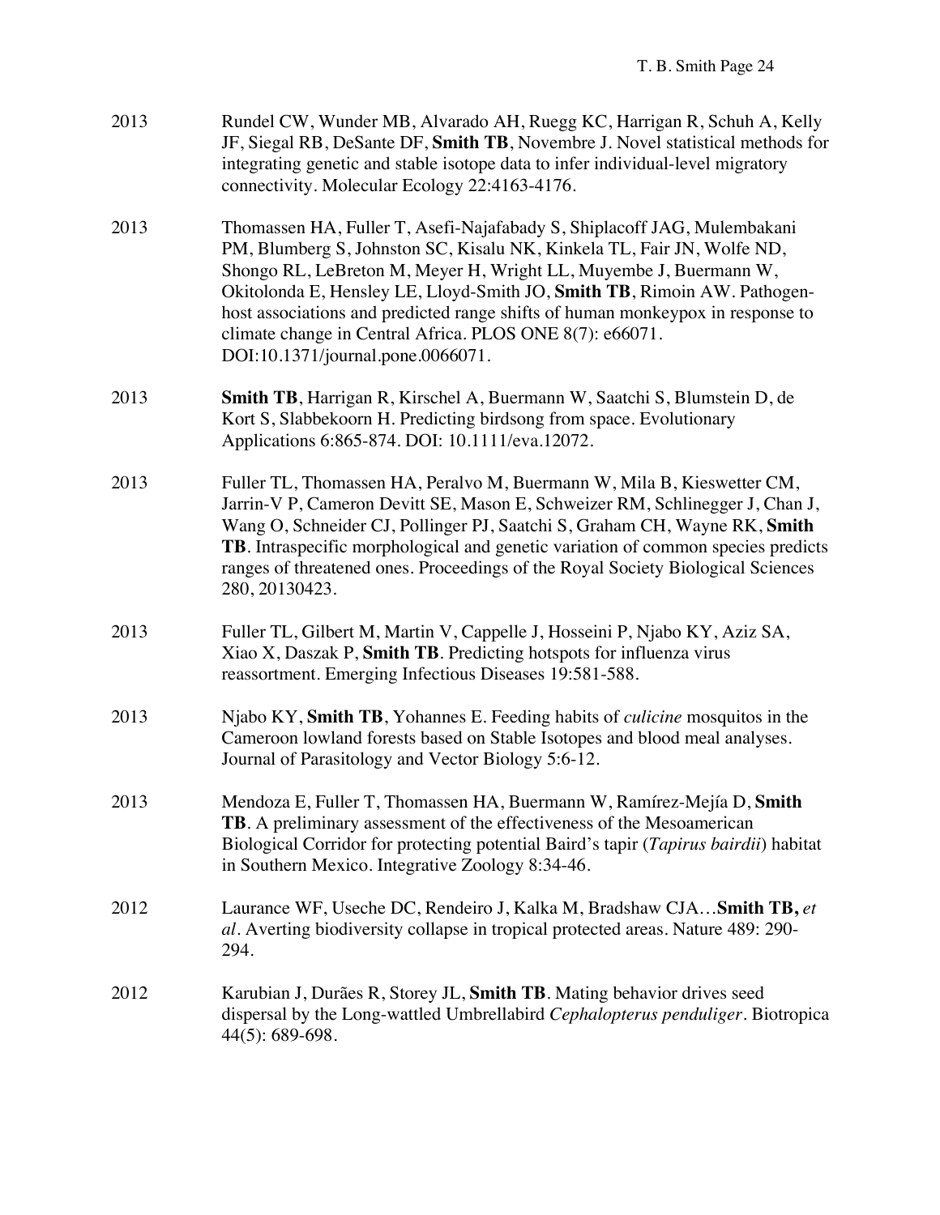2013 Rundel CW, Wunder MB, Alvarado AH, Ruegg KC, Harrigan R, Schuh A, Kelly JF, Siegal RB, DeSante DF, **Smith TB**, Novembre J. Novel statistical methods for integrating genetic and stable isotope data to infer individual-level migratory connectivity. Molecular Ecology 22:4163-4176.

2013 Thomassen HA, Fuller T, Asefi-Najafabady S, Shiplacoff JAG, Mulembakani PM, Blumberg S, Johnston SC, Kisalu NK, Kinkela TL, Fair JN, Wolfe ND, Shongo RL, LeBreton M, Meyer H, Wright LL, Muyembe J, Buermann W, Okitolonda E, Hensley LE, Lloyd-Smith JO, **Smith TB**, Rimoin AW. Pathogen-host associations and predicted range shifts of human monkeypox in response to climate change in Central Africa. PLOS ONE 8(7): e66071. DOI:10.1371/journal.pone.0066071.

2013 **Smith TB**, Harrigan R, Kirschel A, Buermann W, Saatchi S, Blumstein D, de Kort S, Slabbekoorn H. Predicting birdsong from space. Evolutionary Applications 6:865-874. DOI: 10.1111/eva.12072.

2013 Fuller TL, Thomassen HA, Peralvo M, Buermann W, Mila B, Kieswetter CM, Jarrin-V P, Cameron Devitt SE, Mason E, Schweizer RM, Schlinegger J, Chan J, Wang O, Schneider CJ, Pollinger PJ, Saatchi S, Graham CH, Wayne RK, **Smith TB**. Intraspecific morphological and genetic variation of common species predicts ranges of threatened ones. Proceedings of the Royal Society Biological Sciences 280, 20130423.

2013 Fuller TL, Gilbert M, Martin V, Cappelle J, Hosseini P, Njabo KY, Aziz SA, Xiao X, Daszak P, **Smith TB**. Predicting hotspots for influenza virus reassortment. Emerging Infectious Diseases 19:581-588.

2013 Njabo KY, **Smith TB**, Yohannes E. Feeding habits of *culicine* mosquitos in the Cameroon lowland forests based on Stable Isotopes and blood meal analyses. Journal of Parasitology and Vector Biology 5:6-12.

2013 Mendoza E, Fuller T, Thomassen HA, Buermann W, Ramírez-Mejía D, **Smith TB**. A preliminary assessment of the effectiveness of the Mesoamerican Biological Corridor for protecting potential Baird's tapir (*Tapirus bairdii*) habitat in Southern Mexico. Integrative Zoology 8:34-46.

2012 Laurance WF, Useche DC, Rendeiro J, Kalka M, Bradshaw CJA…**Smith TB,** *et al*. Averting biodiversity collapse in tropical protected areas. Nature 489: 290-294.

2012 Karubian J, Durães R, Storey JL, **Smith TB**. Mating behavior drives seed dispersal by the Long-wattled Umbrellabird *Cephalopterus penduliger*. Biotropica 44(5): 689-698.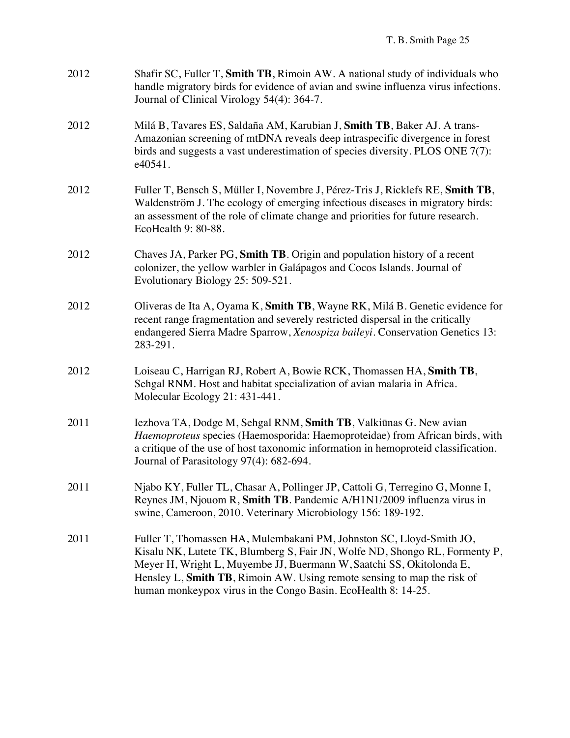2012 Shafir SC, Fuller T, **Smith TB**, Rimoin AW. A national study of individuals who handle migratory birds for evidence of avian and swine influenza virus infections. Journal of Clinical Virology 54(4): 364-7.

2012 Milá B, Tavares ES, Saldaña AM, Karubian J, **Smith TB**, Baker AJ. A trans-Amazonian screening of mtDNA reveals deep intraspecific divergence in forest birds and suggests a vast underestimation of species diversity. PLOS ONE 7(7): e40541.

2012 Fuller T, Bensch S, Müller I, Novembre J, Pérez-Tris J, Ricklefs RE, **Smith TB**, Waldenström J. The ecology of emerging infectious diseases in migratory birds: an assessment of the role of climate change and priorities for future research. EcoHealth 9: 80-88.

2012 Chaves JA, Parker PG, **Smith TB**. Origin and population history of a recent colonizer, the yellow warbler in Galápagos and Cocos Islands. Journal of Evolutionary Biology 25: 509-521.

2012 Oliveras de Ita A, Oyama K, **Smith TB**, Wayne RK, Milá B. Genetic evidence for recent range fragmentation and severely restricted dispersal in the critically endangered Sierra Madre Sparrow, *Xenospiza baileyi*. Conservation Genetics 13: 283-291.

2012 Loiseau C, Harrigan RJ, Robert A, Bowie RCK, Thomassen HA, **Smith TB**, Sehgal RNM. Host and habitat specialization of avian malaria in Africa. Molecular Ecology 21: 431-441.

2011 Iezhova TA, Dodge M, Sehgal RNM, **Smith TB**, Valkiūnas G. New avian *Haemoproteus* species (Haemosporida: Haemoproteidae) from African birds, with a critique of the use of host taxonomic information in hemoproteid classification. Journal of Parasitology 97(4): 682-694.

2011 Njabo KY, Fuller TL, Chasar A, Pollinger JP, Cattoli G, Terregino G, Monne I, Reynes JM, Njouom R, **Smith TB**. Pandemic A/H1N1/2009 influenza virus in swine, Cameroon, 2010. Veterinary Microbiology 156: 189-192.

2011 Fuller T, Thomassen HA, Mulembakani PM, Johnston SC, Lloyd-Smith JO, Kisalu NK, Lutete TK, Blumberg S, Fair JN, Wolfe ND, Shongo RL, Formenty P, Meyer H, Wright L, Muyembe JJ, Buermann W, Saatchi SS, Okitolonda E, Hensley L, **Smith TB**, Rimoin AW. Using remote sensing to map the risk of human monkeypox virus in the Congo Basin. EcoHealth 8: 14-25.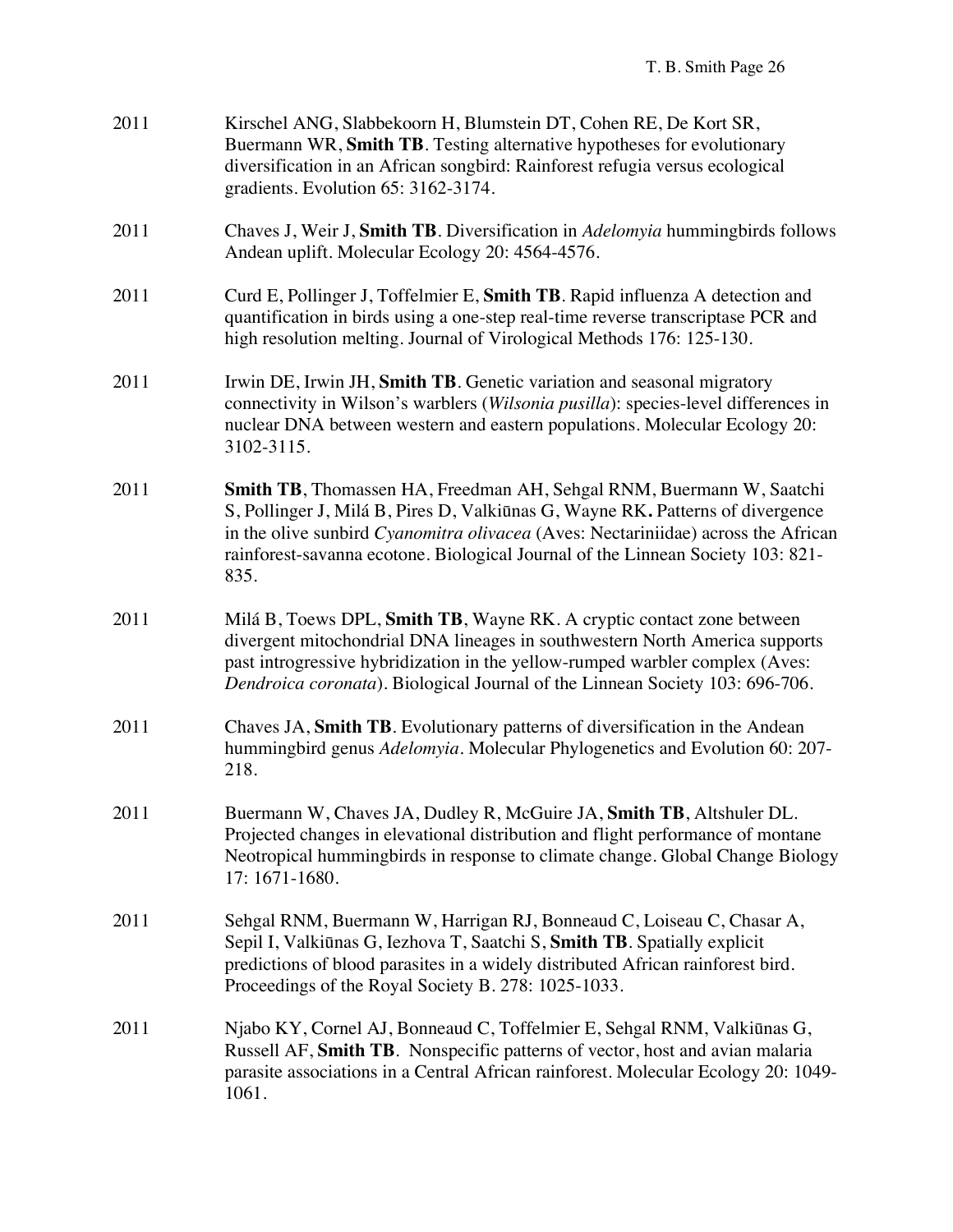2011 Kirschel ANG, Slabbekoorn H, Blumstein DT, Cohen RE, De Kort SR, Buermann WR, **Smith TB**. Testing alternative hypotheses for evolutionary diversification in an African songbird: Rainforest refugia versus ecological gradients. Evolution 65: 3162-3174.

2011 Chaves J, Weir J, **Smith TB**. Diversification in *Adelomyia* hummingbirds follows Andean uplift. Molecular Ecology 20: 4564-4576.

2011 Curd E, Pollinger J, Toffelmier E, **Smith TB**. Rapid influenza A detection and quantification in birds using a one-step real-time reverse transcriptase PCR and high resolution melting. Journal of Virological Methods 176: 125-130.

2011 Irwin DE, Irwin JH, **Smith TB**. Genetic variation and seasonal migratory connectivity in Wilson's warblers (*Wilsonia pusilla*): species-level differences in nuclear DNA between western and eastern populations. Molecular Ecology 20: 3102-3115.

2011 **Smith TB**, Thomassen HA, Freedman AH, Sehgal RNM, Buermann W, Saatchi S, Pollinger J, Milá B, Pires D, Valkiūnas G, Wayne RK**.** Patterns of divergence in the olive sunbird *Cyanomitra olivacea* (Aves: Nectariniidae) across the African rainforest-savanna ecotone. Biological Journal of the Linnean Society 103: 821-835.

2011 Milá B, Toews DPL, **Smith TB**, Wayne RK. A cryptic contact zone between divergent mitochondrial DNA lineages in southwestern North America supports past introgressive hybridization in the yellow-rumped warbler complex (Aves: *Dendroica coronata*). Biological Journal of the Linnean Society 103: 696-706.

2011 Chaves JA, **Smith TB**. Evolutionary patterns of diversification in the Andean hummingbird genus *Adelomyia*. Molecular Phylogenetics and Evolution 60: 207-218.

2011 Buermann W, Chaves JA, Dudley R, McGuire JA, **Smith TB**, Altshuler DL. Projected changes in elevational distribution and flight performance of montane Neotropical hummingbirds in response to climate change. Global Change Biology 17: 1671-1680.

2011 Sehgal RNM, Buermann W, Harrigan RJ, Bonneaud C, Loiseau C, Chasar A, Sepil I, Valkiūnas G, Iezhova T, Saatchi S, **Smith TB**. Spatially explicit predictions of blood parasites in a widely distributed African rainforest bird. Proceedings of the Royal Society B. 278: 1025-1033.

2011 Njabo KY, Cornel AJ, Bonneaud C, Toffelmier E, Sehgal RNM, Valkiūnas G, Russell AF, **Smith TB**. Nonspecific patterns of vector, host and avian malaria parasite associations in a Central African rainforest. Molecular Ecology 20: 1049-1061.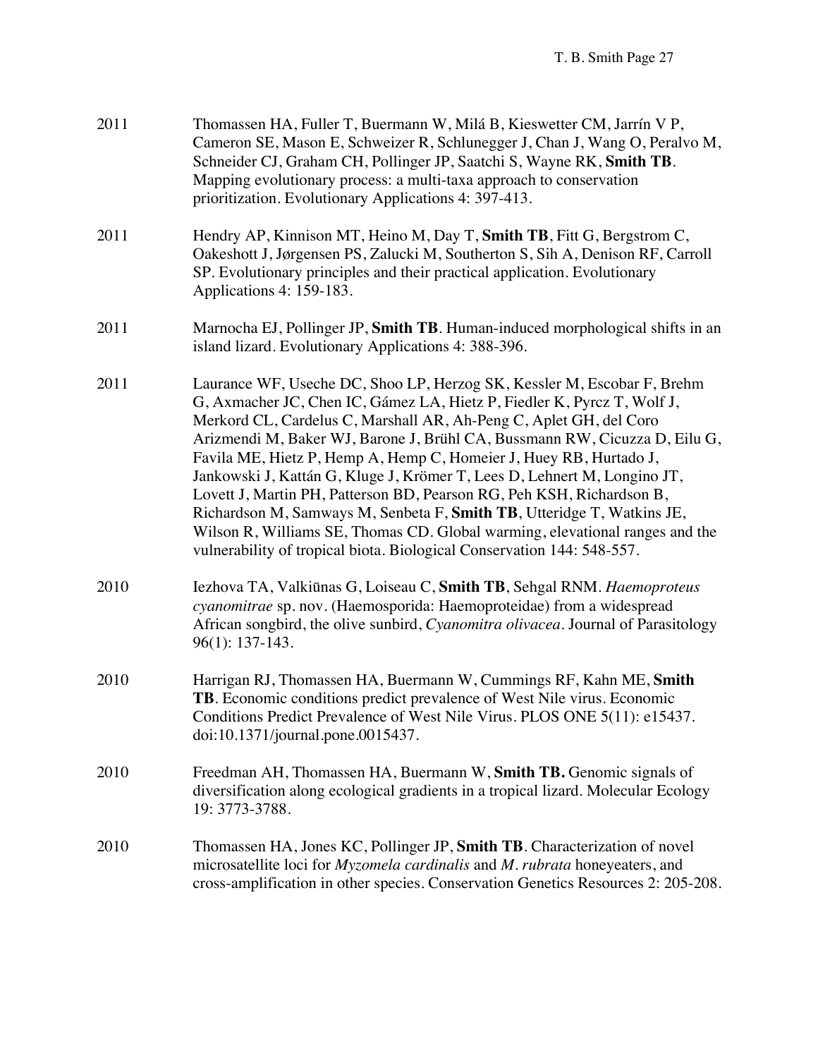2011 Thomassen HA, Fuller T, Buermann W, Milá B, Kieswetter CM, Jarrín V P, Cameron SE, Mason E, Schweizer R, Schlunegger J, Chan J, Wang O, Peralvo M, Schneider CJ, Graham CH, Pollinger JP, Saatchi S, Wayne RK, **Smith TB**. Mapping evolutionary process: a multi-taxa approach to conservation prioritization. Evolutionary Applications 4: 397-413.

2011 Hendry AP, Kinnison MT, Heino M, Day T, **Smith TB**, Fitt G, Bergstrom C, Oakeshott J, Jørgensen PS, Zalucki M, Southerton S, Sih A, Denison RF, Carroll SP. Evolutionary principles and their practical application. Evolutionary Applications 4: 159-183.

2011 Marnocha EJ, Pollinger JP, **Smith TB**. Human-induced morphological shifts in an island lizard. Evolutionary Applications 4: 388-396.

2011 Laurance WF, Useche DC, Shoo LP, Herzog SK, Kessler M, Escobar F, Brehm G, Axmacher JC, Chen IC, Gámez LA, Hietz P, Fiedler K, Pyrcz T, Wolf J, Merkord CL, Cardelus C, Marshall AR, Ah-Peng C, Aplet GH, del Coro Arizmendi M, Baker WJ, Barone J, Brühl CA, Bussmann RW, Cicuzza D, Eilu G, Favila ME, Hietz P, Hemp A, Hemp C, Homeier J, Huey RB, Hurtado J, Jankowski J, Kattán G, Kluge J, Krömer T, Lees D, Lehnert M, Longino JT, Lovett J, Martin PH, Patterson BD, Pearson RG, Peh KSH, Richardson B, Richardson M, Samways M, Senbeta F, **Smith TB**, Utteridge T, Watkins JE, Wilson R, Williams SE, Thomas CD. Global warming, elevational ranges and the vulnerability of tropical biota. Biological Conservation 144: 548-557.

2010 Iezhova TA, Valkiūnas G, Loiseau C, **Smith TB**, Sehgal RNM. *Haemoproteus cyanomitrae* sp. nov. (Haemosporida: Haemoproteidae) from a widespread African songbird, the olive sunbird, *Cyanomitra olivacea*. Journal of Parasitology 96(1): 137-143.

2010 Harrigan RJ, Thomassen HA, Buermann W, Cummings RF, Kahn ME, **Smith TB**. Economic conditions predict prevalence of West Nile virus. Economic Conditions Predict Prevalence of West Nile Virus. PLOS ONE 5(11): e15437. doi:10.1371/journal.pone.0015437.

2010 Freedman AH, Thomassen HA, Buermann W, **Smith TB.** Genomic signals of diversification along ecological gradients in a tropical lizard. Molecular Ecology 19: 3773-3788.

2010 Thomassen HA, Jones KC, Pollinger JP, **Smith TB**. Characterization of novel microsatellite loci for *Myzomela cardinalis* and *M. rubrata* honeyeaters, and cross-amplification in other species. Conservation Genetics Resources 2: 205-208.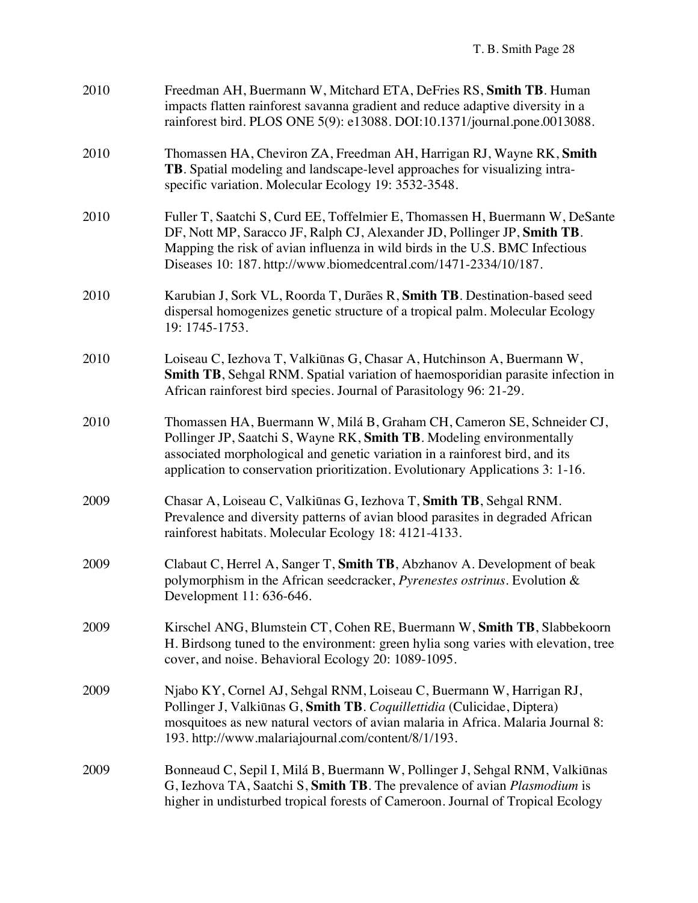2010 Freedman AH, Buermann W, Mitchard ETA, DeFries RS, **Smith TB**. Human impacts flatten rainforest savanna gradient and reduce adaptive diversity in a rainforest bird. PLOS ONE 5(9): e13088. DOI:10.1371/journal.pone.0013088.

2010 Thomassen HA, Cheviron ZA, Freedman AH, Harrigan RJ, Wayne RK, **Smith TB**. Spatial modeling and landscape-level approaches for visualizing intra-specific variation. Molecular Ecology 19: 3532-3548.

2010 Fuller T, Saatchi S, Curd EE, Toffelmier E, Thomassen H, Buermann W, DeSante DF, Nott MP, Saracco JF, Ralph CJ, Alexander JD, Pollinger JP, **Smith TB**. Mapping the risk of avian influenza in wild birds in the U.S. BMC Infectious Diseases 10: 187. http://www.biomedcentral.com/1471-2334/10/187.

2010 Karubian J, Sork VL, Roorda T, Durães R, **Smith TB**. Destination-based seed dispersal homogenizes genetic structure of a tropical palm. Molecular Ecology 19: 1745-1753.

2010 Loiseau C, Iezhova T, Valkiūnas G, Chasar A, Hutchinson A, Buermann W, **Smith TB**, Sehgal RNM. Spatial variation of haemosporidian parasite infection in African rainforest bird species. Journal of Parasitology 96: 21-29.

2010 Thomassen HA, Buermann W, Milá B, Graham CH, Cameron SE, Schneider CJ, Pollinger JP, Saatchi S, Wayne RK, **Smith TB**. Modeling environmentally associated morphological and genetic variation in a rainforest bird, and its application to conservation prioritization. Evolutionary Applications 3: 1-16.

2009 Chasar A, Loiseau C, Valkiūnas G, Iezhova T, **Smith TB**, Sehgal RNM. Prevalence and diversity patterns of avian blood parasites in degraded African rainforest habitats. Molecular Ecology 18: 4121-4133.

2009 Clabaut C, Herrel A, Sanger T, **Smith TB**, Abzhanov A. Development of beak polymorphism in the African seedcracker, *Pyrenestes ostrinus*. Evolution & Development 11: 636-646.

2009 Kirschel ANG, Blumstein CT, Cohen RE, Buermann W, **Smith TB**, Slabbekoorn H. Birdsong tuned to the environment: green hylia song varies with elevation, tree cover, and noise. Behavioral Ecology 20: 1089-1095.

2009 Njabo KY, Cornel AJ, Sehgal RNM, Loiseau C, Buermann W, Harrigan RJ, Pollinger J, Valkiūnas G, **Smith TB**. *Coquillettidia* (Culicidae, Diptera) mosquitoes as new natural vectors of avian malaria in Africa. Malaria Journal 8: 193. http://www.malariajournal.com/content/8/1/193.

2009 Bonneaud C, Sepil I, Milá B, Buermann W, Pollinger J, Sehgal RNM, Valkiūnas G, Iezhova TA, Saatchi S, **Smith TB**. The prevalence of avian *Plasmodium* is higher in undisturbed tropical forests of Cameroon. Journal of Tropical Ecology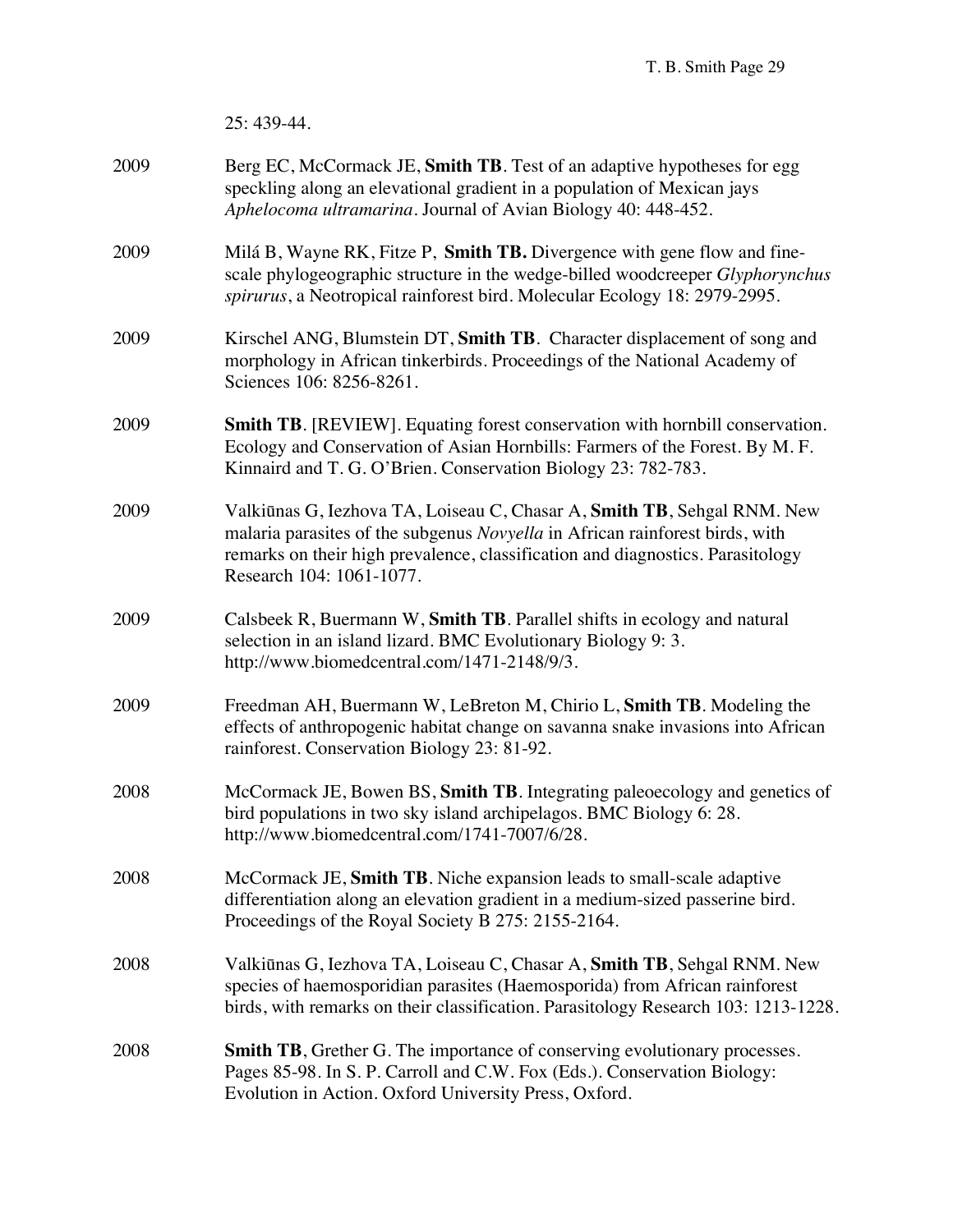25: 439-44.

2009 Berg EC, McCormack JE, **Smith TB**. Test of an adaptive hypotheses for egg speckling along an elevational gradient in a population of Mexican jays *Aphelocoma ultramarina*. Journal of Avian Biology 40: 448-452.

2009 Milá B, Wayne RK, Fitze P, **Smith TB.** Divergence with gene flow and fine-scale phylogeographic structure in the wedge-billed woodcreeper *Glyphorynchus spirurus*, a Neotropical rainforest bird. Molecular Ecology 18: 2979-2995.

2009 Kirschel ANG, Blumstein DT, **Smith TB**. Character displacement of song and morphology in African tinkerbirds. Proceedings of the National Academy of Sciences 106: 8256-8261.

2009 **Smith TB**. [REVIEW]. Equating forest conservation with hornbill conservation. Ecology and Conservation of Asian Hornbills: Farmers of the Forest. By M. F. Kinnaird and T. G. O'Brien. Conservation Biology 23: 782-783.

2009 Valkiūnas G, Iezhova TA, Loiseau C, Chasar A, **Smith TB**, Sehgal RNM. New malaria parasites of the subgenus *Novyella* in African rainforest birds, with remarks on their high prevalence, classification and diagnostics. Parasitology Research 104: 1061-1077.

2009 Calsbeek R, Buermann W, **Smith TB**. Parallel shifts in ecology and natural selection in an island lizard. BMC Evolutionary Biology 9: 3. http://www.biomedcentral.com/1471-2148/9/3.

2009 Freedman AH, Buermann W, LeBreton M, Chirio L, **Smith TB**. Modeling the effects of anthropogenic habitat change on savanna snake invasions into African rainforest. Conservation Biology 23: 81-92.

2008 McCormack JE, Bowen BS, **Smith TB**. Integrating paleoecology and genetics of bird populations in two sky island archipelagos. BMC Biology 6: 28. http://www.biomedcentral.com/1741-7007/6/28.

2008 McCormack JE, **Smith TB**. Niche expansion leads to small-scale adaptive differentiation along an elevation gradient in a medium-sized passerine bird. Proceedings of the Royal Society B 275: 2155-2164.

2008 Valkiūnas G, Iezhova TA, Loiseau C, Chasar A, **Smith TB**, Sehgal RNM. New species of haemosporidian parasites (Haemosporida) from African rainforest birds, with remarks on their classification. Parasitology Research 103: 1213-1228.

2008 **Smith TB**, Grether G. The importance of conserving evolutionary processes. Pages 85-98. In S. P. Carroll and C.W. Fox (Eds.). Conservation Biology: Evolution in Action. Oxford University Press, Oxford.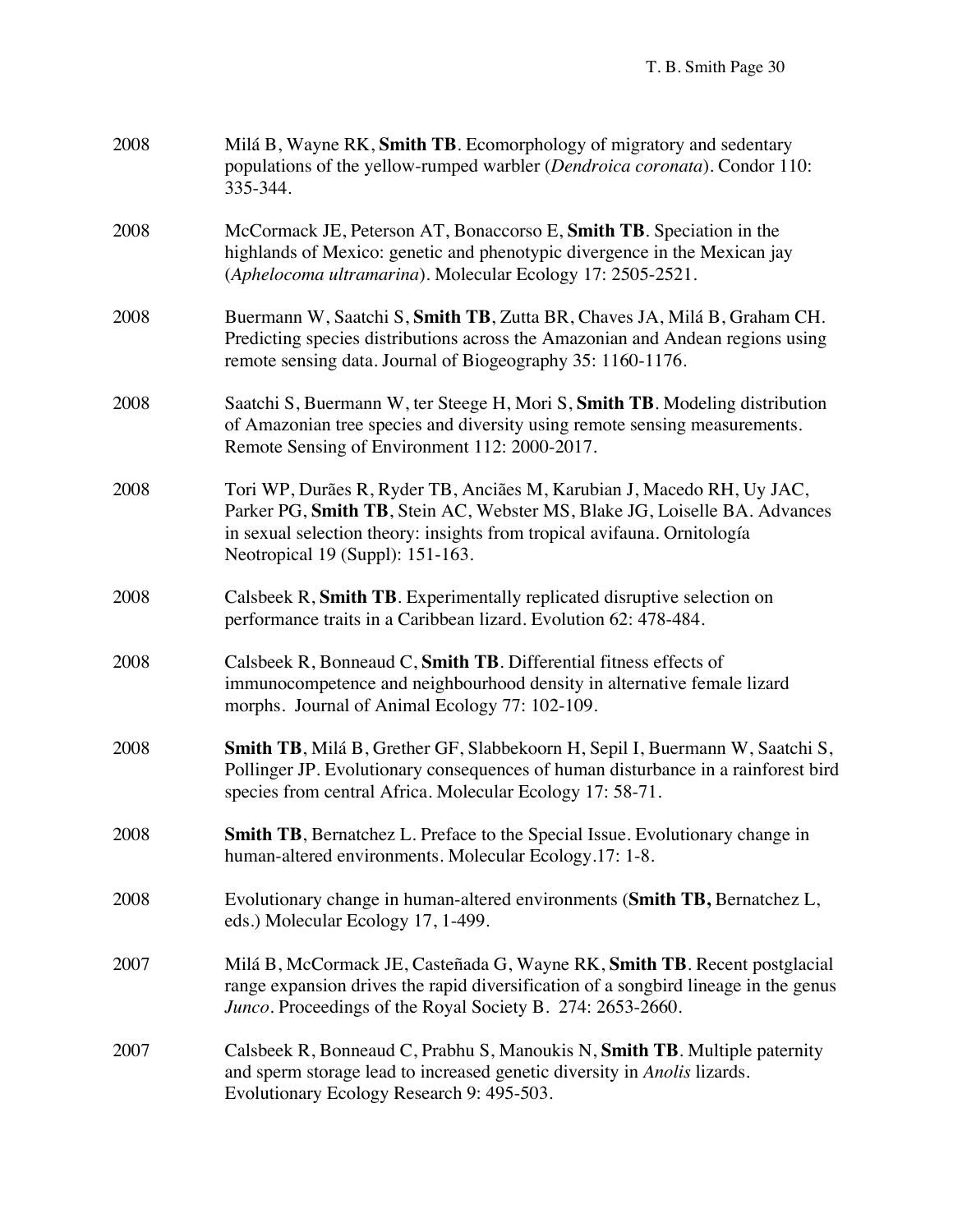2008 Milá B, Wayne RK, **Smith TB**. Ecomorphology of migratory and sedentary populations of the yellow-rumped warbler (*Dendroica coronata*). Condor 110: 335-344.

2008 McCormack JE, Peterson AT, Bonaccorso E, **Smith TB**. Speciation in the highlands of Mexico: genetic and phenotypic divergence in the Mexican jay (*Aphelocoma ultramarina*). Molecular Ecology 17: 2505-2521.

2008 Buermann W, Saatchi S, **Smith TB**, Zutta BR, Chaves JA, Milá B, Graham CH. Predicting species distributions across the Amazonian and Andean regions using remote sensing data. Journal of Biogeography 35: 1160-1176.

2008 Saatchi S, Buermann W, ter Steege H, Mori S, **Smith TB**. Modeling distribution of Amazonian tree species and diversity using remote sensing measurements. Remote Sensing of Environment 112: 2000-2017.

2008 Tori WP, Durães R, Ryder TB, Anciães M, Karubian J, Macedo RH, Uy JAC, Parker PG, **Smith TB**, Stein AC, Webster MS, Blake JG, Loiselle BA. Advances in sexual selection theory: insights from tropical avifauna. Ornitología Neotropical 19 (Suppl): 151-163.

2008 Calsbeek R, **Smith TB**. Experimentally replicated disruptive selection on performance traits in a Caribbean lizard. Evolution 62: 478-484.

2008 Calsbeek R, Bonneaud C, **Smith TB**. Differential fitness effects of immunocompetence and neighbourhood density in alternative female lizard morphs. Journal of Animal Ecology 77: 102-109.

2008 **Smith TB**, Milá B, Grether GF, Slabbekoorn H, Sepil I, Buermann W, Saatchi S, Pollinger JP. Evolutionary consequences of human disturbance in a rainforest bird species from central Africa. Molecular Ecology 17: 58-71.

2008 **Smith TB**, Bernatchez L. Preface to the Special Issue. Evolutionary change in human-altered environments. Molecular Ecology.17: 1-8.

2008 Evolutionary change in human-altered environments (**Smith TB,** Bernatchez L, eds.) Molecular Ecology 17, 1-499.

2007 Milá B, McCormack JE, Casteñada G, Wayne RK, **Smith TB**. Recent postglacial range expansion drives the rapid diversification of a songbird lineage in the genus *Junco*. Proceedings of the Royal Society B. 274: 2653-2660.

2007 Calsbeek R, Bonneaud C, Prabhu S, Manoukis N, **Smith TB**. Multiple paternity and sperm storage lead to increased genetic diversity in *Anolis* lizards. Evolutionary Ecology Research 9: 495-503.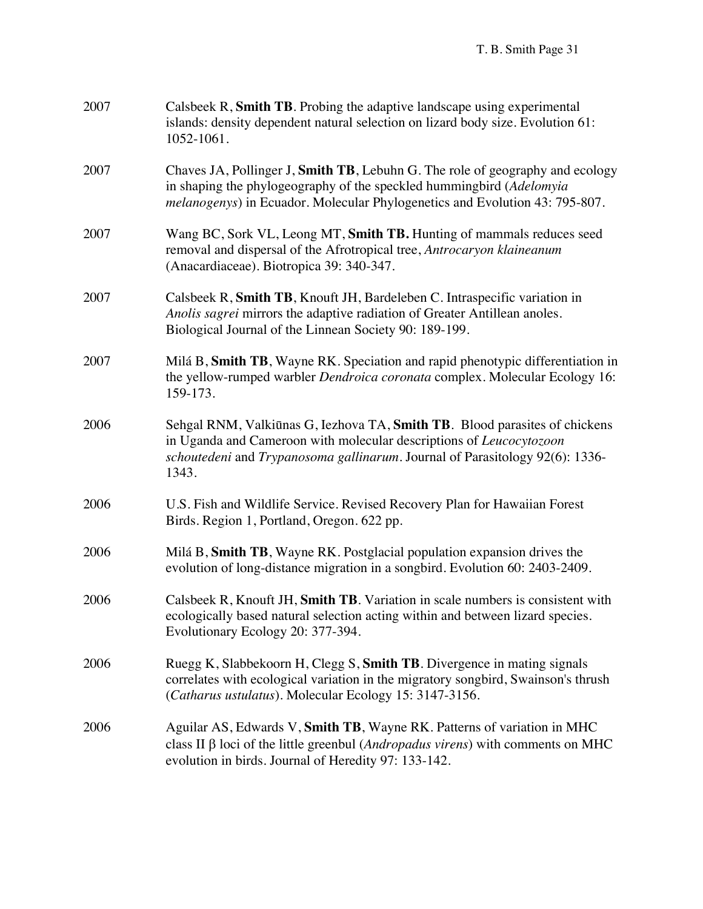2007 Calsbeek R, **Smith TB**. Probing the adaptive landscape using experimental islands: density dependent natural selection on lizard body size. Evolution 61: 1052-1061.

2007 Chaves JA, Pollinger J, **Smith TB**, Lebuhn G. The role of geography and ecology in shaping the phylogeography of the speckled hummingbird (*Adelomyia melanogenys*) in Ecuador. Molecular Phylogenetics and Evolution 43: 795-807.

2007 Wang BC, Sork VL, Leong MT, **Smith TB.** Hunting of mammals reduces seed removal and dispersal of the Afrotropical tree, *Antrocaryon klaineanum* (Anacardiaceae). Biotropica 39: 340-347.

2007 Calsbeek R, **Smith TB**, Knouft JH, Bardeleben C. Intraspecific variation in *Anolis sagrei* mirrors the adaptive radiation of Greater Antillean anoles. Biological Journal of the Linnean Society 90: 189-199.

2007 Milá B, **Smith TB**, Wayne RK. Speciation and rapid phenotypic differentiation in the yellow-rumped warbler *Dendroica coronata* complex. Molecular Ecology 16: 159-173.

2006 Sehgal RNM, Valkiūnas G, Iezhova TA, **Smith TB**. Blood parasites of chickens in Uganda and Cameroon with molecular descriptions of *Leucocytozoon schoutedeni* and *Trypanosoma gallinarum*. Journal of Parasitology 92(6): 1336-1343.

2006 U.S. Fish and Wildlife Service. Revised Recovery Plan for Hawaiian Forest Birds. Region 1, Portland, Oregon. 622 pp.

2006 Milá B, **Smith TB**, Wayne RK. Postglacial population expansion drives the evolution of long-distance migration in a songbird. Evolution 60: 2403-2409.

2006 Calsbeek R, Knouft JH, **Smith TB**. Variation in scale numbers is consistent with ecologically based natural selection acting within and between lizard species. Evolutionary Ecology 20: 377-394.

2006 Ruegg K, Slabbekoorn H, Clegg S, **Smith TB**. Divergence in mating signals correlates with ecological variation in the migratory songbird, Swainson's thrush (*Catharus ustulatus*). Molecular Ecology 15: 3147-3156.

2006 Aguilar AS, Edwards V, **Smith TB**, Wayne RK. Patterns of variation in MHC class II β loci of the little greenbul (*Andropadus virens*) with comments on MHC evolution in birds. Journal of Heredity 97: 133-142.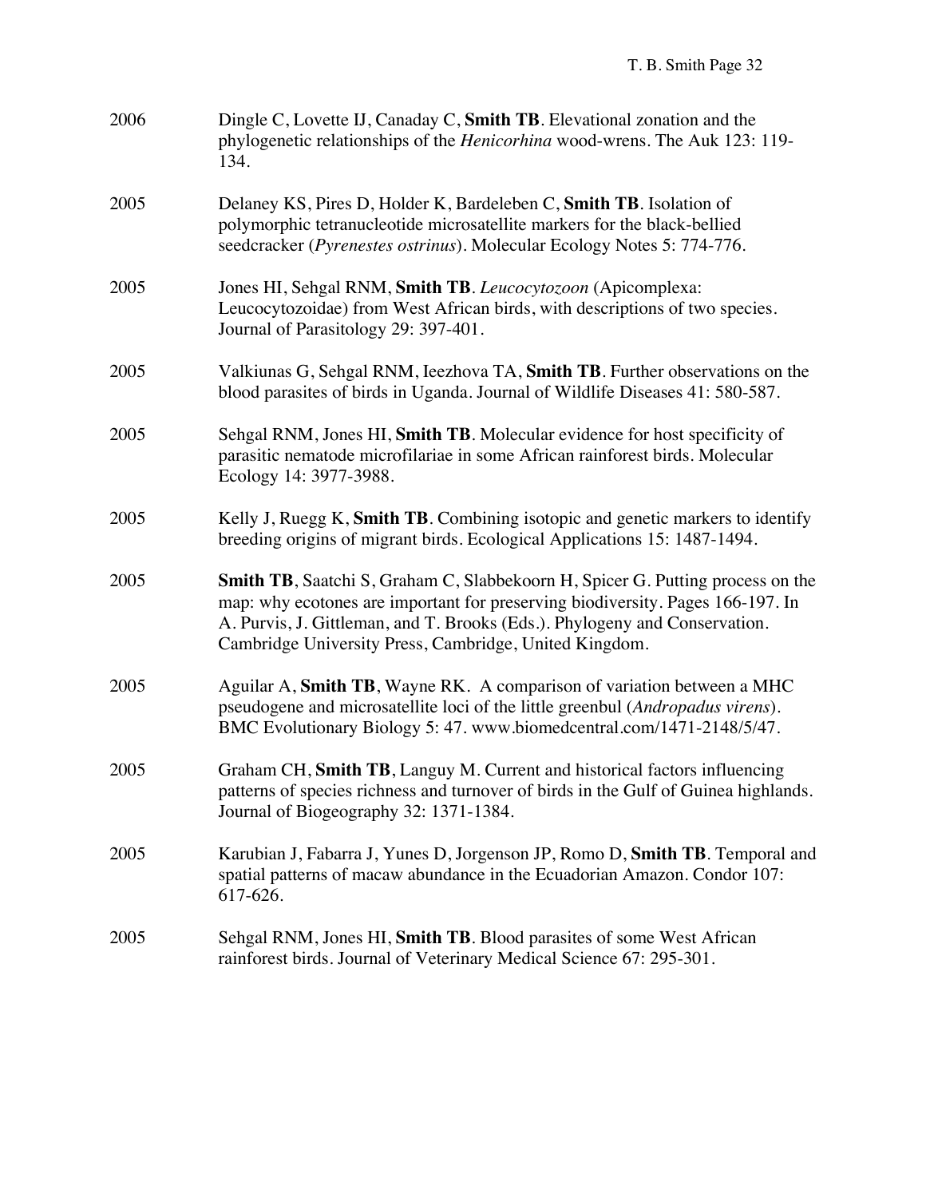2006 Dingle C, Lovette IJ, Canaday C, **Smith TB**. Elevational zonation and the phylogenetic relationships of the *Henicorhina* wood-wrens. The Auk 123: 119-134.

2005 Delaney KS, Pires D, Holder K, Bardeleben C, **Smith TB**. Isolation of polymorphic tetranucleotide microsatellite markers for the black-bellied seedcracker (*Pyrenestes ostrinus*). Molecular Ecology Notes 5: 774-776.

2005 Jones HI, Sehgal RNM, **Smith TB**. *Leucocytozoon* (Apicomplexa: Leucocytozoidae) from West African birds, with descriptions of two species. Journal of Parasitology 29: 397-401.

2005 Valkiunas G, Sehgal RNM, Ieezhova TA, **Smith TB**. Further observations on the blood parasites of birds in Uganda. Journal of Wildlife Diseases 41: 580-587.

2005 Sehgal RNM, Jones HI, **Smith TB**. Molecular evidence for host specificity of parasitic nematode microfilariae in some African rainforest birds. Molecular Ecology 14: 3977-3988.

2005 Kelly J, Ruegg K, **Smith TB**. Combining isotopic and genetic markers to identify breeding origins of migrant birds. Ecological Applications 15: 1487-1494.

2005 **Smith TB**, Saatchi S, Graham C, Slabbekoorn H, Spicer G. Putting process on the map: why ecotones are important for preserving biodiversity. Pages 166-197. In A. Purvis, J. Gittleman, and T. Brooks (Eds.). Phylogeny and Conservation. Cambridge University Press, Cambridge, United Kingdom.

2005 Aguilar A, **Smith TB**, Wayne RK. A comparison of variation between a MHC pseudogene and microsatellite loci of the little greenbul (*Andropadus virens*). BMC Evolutionary Biology 5: 47. www.biomedcentral.com/1471-2148/5/47.

2005 Graham CH, **Smith TB**, Languy M. Current and historical factors influencing patterns of species richness and turnover of birds in the Gulf of Guinea highlands. Journal of Biogeography 32: 1371-1384.

2005 Karubian J, Fabarra J, Yunes D, Jorgenson JP, Romo D, **Smith TB**. Temporal and spatial patterns of macaw abundance in the Ecuadorian Amazon. Condor 107: 617-626.

2005 Sehgal RNM, Jones HI, **Smith TB**. Blood parasites of some West African rainforest birds. Journal of Veterinary Medical Science 67: 295-301.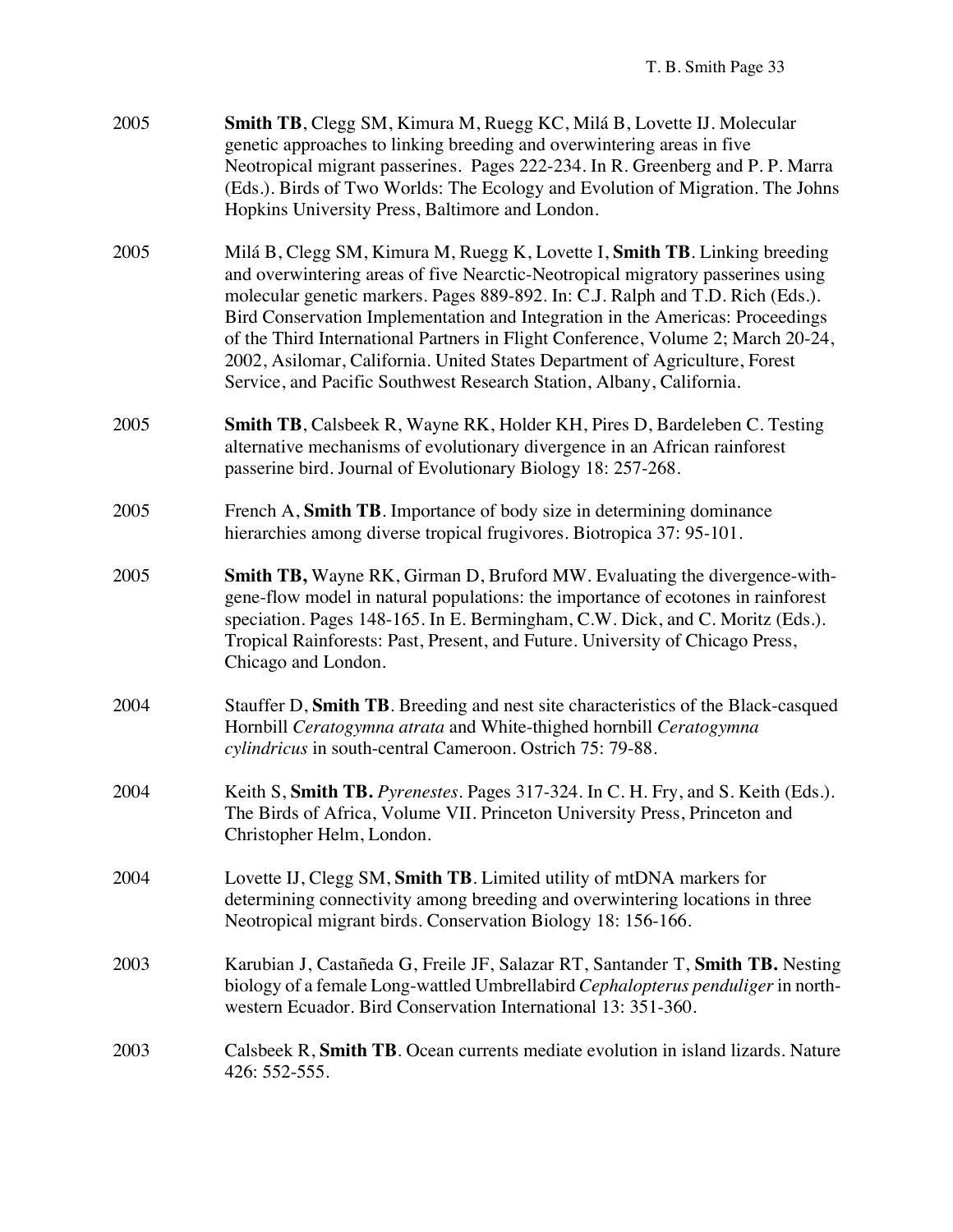2005 **Smith TB**, Clegg SM, Kimura M, Ruegg KC, Milá B, Lovette IJ. Molecular genetic approaches to linking breeding and overwintering areas in five Neotropical migrant passerines. Pages 222-234. In R. Greenberg and P. P. Marra (Eds.). Birds of Two Worlds: The Ecology and Evolution of Migration. The Johns Hopkins University Press, Baltimore and London.

2005 Milá B, Clegg SM, Kimura M, Ruegg K, Lovette I, **Smith TB**. Linking breeding and overwintering areas of five Nearctic-Neotropical migratory passerines using molecular genetic markers. Pages 889-892. In: C.J. Ralph and T.D. Rich (Eds.). Bird Conservation Implementation and Integration in the Americas: Proceedings of the Third International Partners in Flight Conference, Volume 2; March 20-24, 2002, Asilomar, California. United States Department of Agriculture, Forest Service, and Pacific Southwest Research Station, Albany, California.

2005 **Smith TB**, Calsbeek R, Wayne RK, Holder KH, Pires D, Bardeleben C. Testing alternative mechanisms of evolutionary divergence in an African rainforest passerine bird. Journal of Evolutionary Biology 18: 257-268.

2005 French A, **Smith TB**. Importance of body size in determining dominance hierarchies among diverse tropical frugivores. Biotropica 37: 95-101.

2005 **Smith TB,** Wayne RK, Girman D, Bruford MW. Evaluating the divergence-with-gene-flow model in natural populations: the importance of ecotones in rainforest speciation. Pages 148-165. In E. Bermingham, C.W. Dick, and C. Moritz (Eds.). Tropical Rainforests: Past, Present, and Future. University of Chicago Press, Chicago and London.

2004 Stauffer D, **Smith TB**. Breeding and nest site characteristics of the Black-casqued Hornbill *Ceratogymna atrata* and White-thighed hornbill *Ceratogymna cylindricus* in south-central Cameroon. Ostrich 75: 79-88.

2004 Keith S, **Smith TB.** *Pyrenestes*. Pages 317-324. In C. H. Fry, and S. Keith (Eds.). The Birds of Africa, Volume VII. Princeton University Press, Princeton and Christopher Helm, London.

2004 Lovette IJ, Clegg SM, **Smith TB**. Limited utility of mtDNA markers for determining connectivity among breeding and overwintering locations in three Neotropical migrant birds. Conservation Biology 18: 156-166.

2003 Karubian J, Castañeda G, Freile JF, Salazar RT, Santander T, **Smith TB.** Nesting biology of a female Long-wattled Umbrellabird *Cephalopterus penduliger* in north-western Ecuador. Bird Conservation International 13: 351-360.

2003 Calsbeek R, **Smith TB**. Ocean currents mediate evolution in island lizards. Nature 426: 552-555.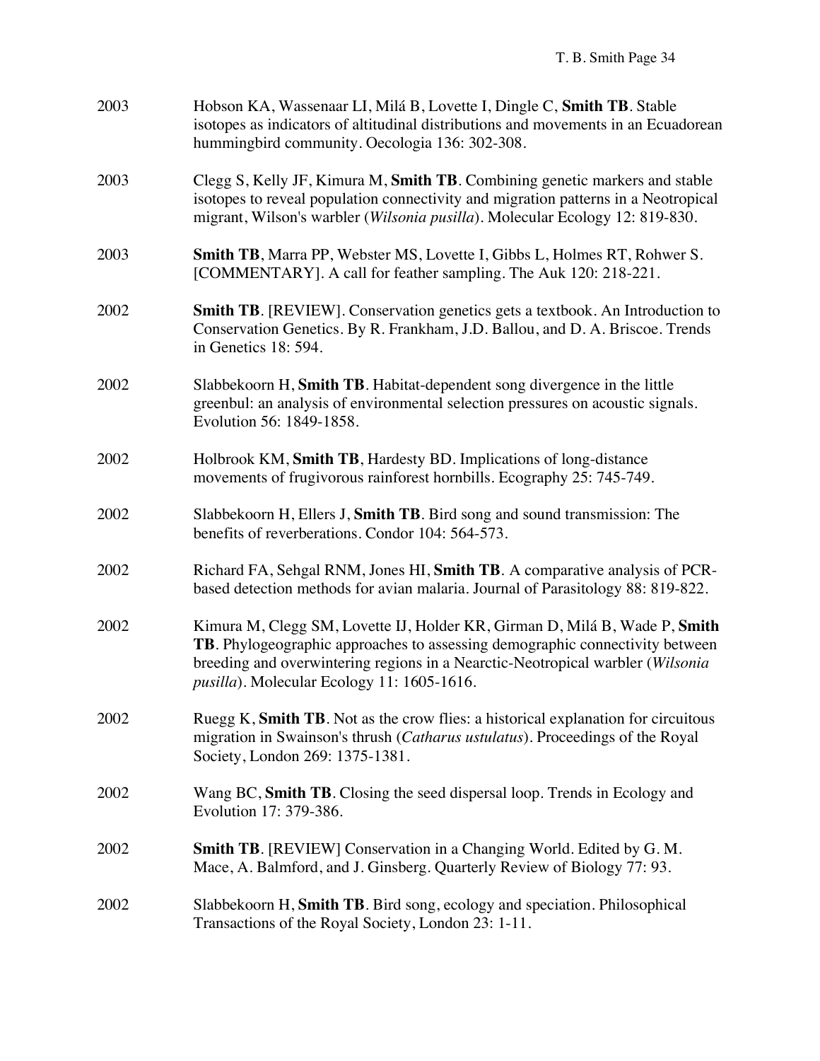2003 Hobson KA, Wassenaar LI, Milá B, Lovette I, Dingle C, **Smith TB**. Stable isotopes as indicators of altitudinal distributions and movements in an Ecuadorean hummingbird community. Oecologia 136: 302-308.

2003 Clegg S, Kelly JF, Kimura M, **Smith TB**. Combining genetic markers and stable isotopes to reveal population connectivity and migration patterns in a Neotropical migrant, Wilson's warbler (*Wilsonia pusilla*). Molecular Ecology 12: 819-830.

2003 **Smith TB**, Marra PP, Webster MS, Lovette I, Gibbs L, Holmes RT, Rohwer S. [COMMENTARY]. A call for feather sampling. The Auk 120: 218-221.

2002 **Smith TB**. [REVIEW]. Conservation genetics gets a textbook. An Introduction to Conservation Genetics. By R. Frankham, J.D. Ballou, and D. A. Briscoe. Trends in Genetics 18: 594.

2002 Slabbekoorn H, **Smith TB**. Habitat-dependent song divergence in the little greenbul: an analysis of environmental selection pressures on acoustic signals. Evolution 56: 1849-1858.

2002 Holbrook KM, **Smith TB**, Hardesty BD. Implications of long-distance movements of frugivorous rainforest hornbills. Ecography 25: 745-749.

2002 Slabbekoorn H, Ellers J, **Smith TB**. Bird song and sound transmission: The benefits of reverberations. Condor 104: 564-573.

2002 Richard FA, Sehgal RNM, Jones HI, **Smith TB**. A comparative analysis of PCR-based detection methods for avian malaria. Journal of Parasitology 88: 819-822.

2002 Kimura M, Clegg SM, Lovette IJ, Holder KR, Girman D, Milá B, Wade P, **Smith TB**. Phylogeographic approaches to assessing demographic connectivity between breeding and overwintering regions in a Nearctic-Neotropical warbler (*Wilsonia pusilla*). Molecular Ecology 11: 1605-1616.

2002 Ruegg K, **Smith TB**. Not as the crow flies: a historical explanation for circuitous migration in Swainson's thrush (*Catharus ustulatus*). Proceedings of the Royal Society, London 269: 1375-1381.

2002 Wang BC, **Smith TB**. Closing the seed dispersal loop. Trends in Ecology and Evolution 17: 379-386.

2002 **Smith TB**. [REVIEW] Conservation in a Changing World. Edited by G. M. Mace, A. Balmford, and J. Ginsberg. Quarterly Review of Biology 77: 93.

2002 Slabbekoorn H, **Smith TB**. Bird song, ecology and speciation. Philosophical Transactions of the Royal Society, London 23: 1-11.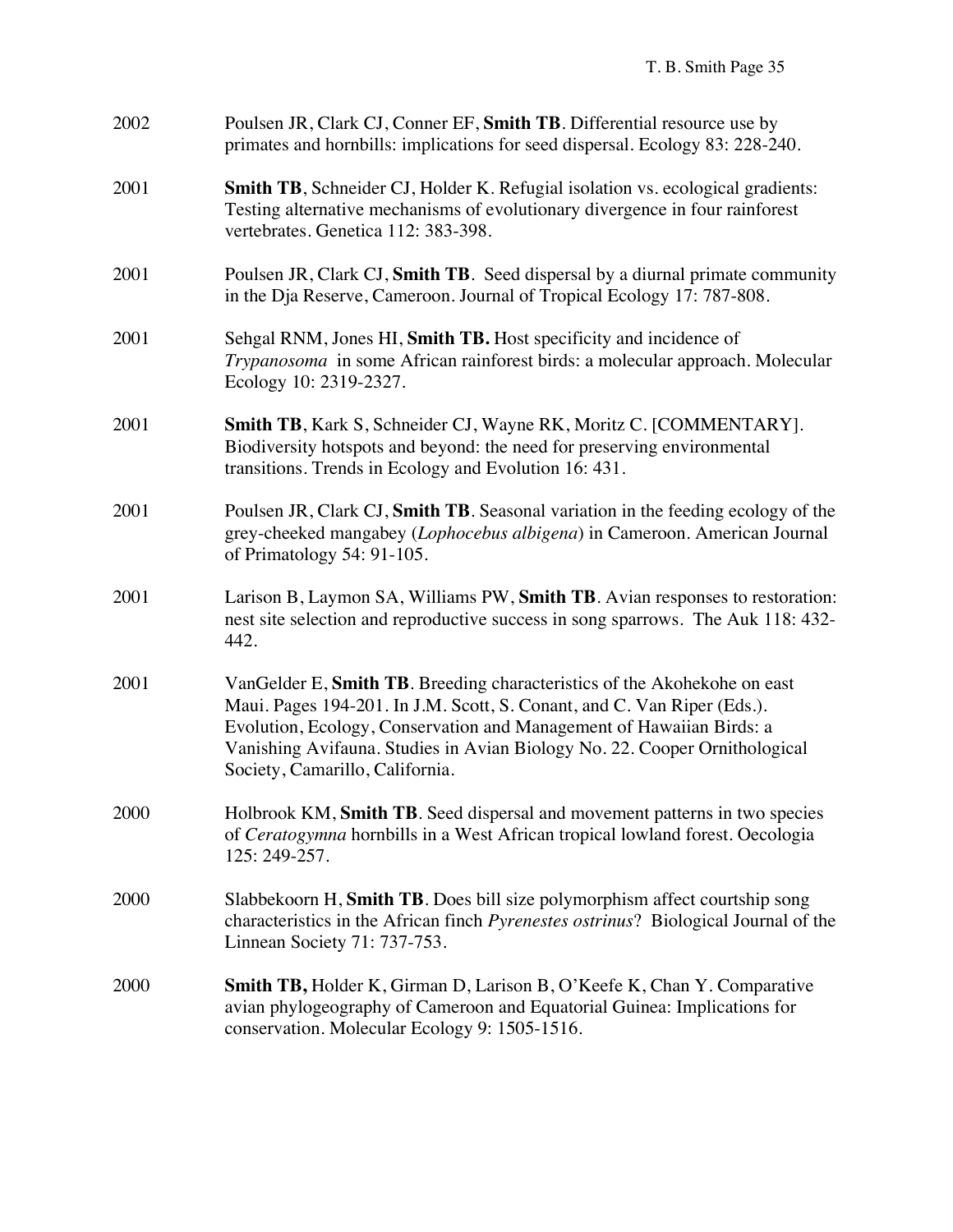2002 Poulsen JR, Clark CJ, Conner EF, **Smith TB**. Differential resource use by primates and hornbills: implications for seed dispersal. Ecology 83: 228-240.

2001 **Smith TB**, Schneider CJ, Holder K. Refugial isolation vs. ecological gradients: Testing alternative mechanisms of evolutionary divergence in four rainforest vertebrates. Genetica 112: 383-398.

2001 Poulsen JR, Clark CJ, **Smith TB**. Seed dispersal by a diurnal primate community in the Dja Reserve, Cameroon. Journal of Tropical Ecology 17: 787-808.

2001 Sehgal RNM, Jones HI, **Smith TB.** Host specificity and incidence of *Trypanosoma* in some African rainforest birds: a molecular approach. Molecular Ecology 10: 2319-2327.

2001 **Smith TB**, Kark S, Schneider CJ, Wayne RK, Moritz C. [COMMENTARY]. Biodiversity hotspots and beyond: the need for preserving environmental transitions. Trends in Ecology and Evolution 16: 431.

2001 Poulsen JR, Clark CJ, **Smith TB**. Seasonal variation in the feeding ecology of the grey-cheeked mangabey (*Lophocebus albigena*) in Cameroon. American Journal of Primatology 54: 91-105.

2001 Larison B, Laymon SA, Williams PW, **Smith TB**. Avian responses to restoration: nest site selection and reproductive success in song sparrows. The Auk 118: 432-442.

2001 VanGelder E, **Smith TB**. Breeding characteristics of the Akohekohe on east Maui. Pages 194-201. In J.M. Scott, S. Conant, and C. Van Riper (Eds.). Evolution, Ecology, Conservation and Management of Hawaiian Birds: a Vanishing Avifauna. Studies in Avian Biology No. 22. Cooper Ornithological Society, Camarillo, California.

2000 Holbrook KM, **Smith TB**. Seed dispersal and movement patterns in two species of *Ceratogymna* hornbills in a West African tropical lowland forest. Oecologia 125: 249-257.

2000 Slabbekoorn H, **Smith TB**. Does bill size polymorphism affect courtship song characteristics in the African finch *Pyrenestes ostrinus*? Biological Journal of the Linnean Society 71: 737-753.

2000 **Smith TB,** Holder K, Girman D, Larison B, O'Keefe K, Chan Y. Comparative avian phylogeography of Cameroon and Equatorial Guinea: Implications for conservation. Molecular Ecology 9: 1505-1516.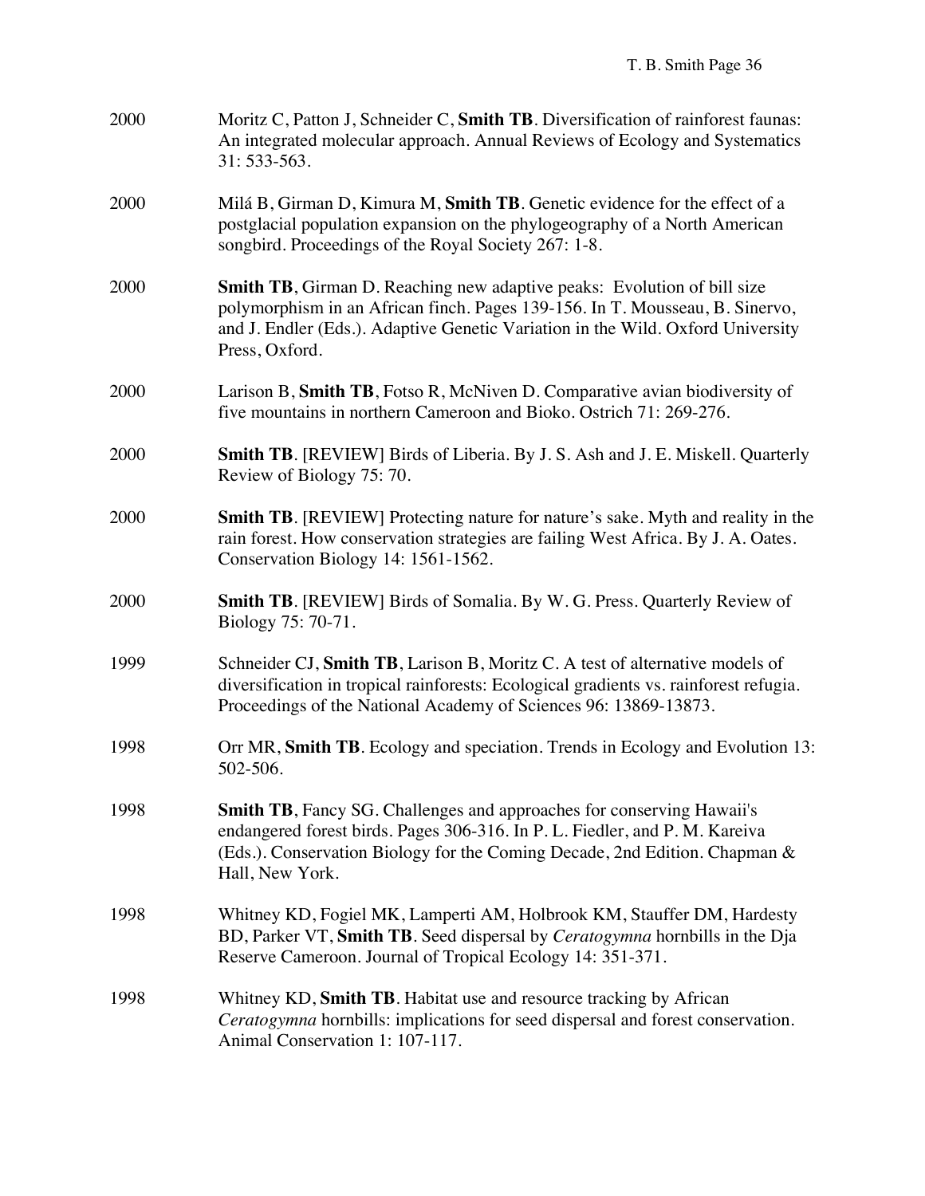2000 Moritz C, Patton J, Schneider C, **Smith TB**. Diversification of rainforest faunas: An integrated molecular approach. Annual Reviews of Ecology and Systematics 31: 533-563.

2000 Milá B, Girman D, Kimura M, **Smith TB**. Genetic evidence for the effect of a postglacial population expansion on the phylogeography of a North American songbird. Proceedings of the Royal Society 267: 1-8.

2000 **Smith TB**, Girman D. Reaching new adaptive peaks: Evolution of bill size polymorphism in an African finch. Pages 139-156. In T. Mousseau, B. Sinervo, and J. Endler (Eds.). Adaptive Genetic Variation in the Wild. Oxford University Press, Oxford.

2000 Larison B, **Smith TB**, Fotso R, McNiven D. Comparative avian biodiversity of five mountains in northern Cameroon and Bioko. Ostrich 71: 269-276.

2000 **Smith TB**. [REVIEW] Birds of Liberia. By J. S. Ash and J. E. Miskell. Quarterly Review of Biology 75: 70.

2000 **Smith TB**. [REVIEW] Protecting nature for nature's sake. Myth and reality in the rain forest. How conservation strategies are failing West Africa. By J. A. Oates. Conservation Biology 14: 1561-1562.

2000 **Smith TB**. [REVIEW] Birds of Somalia. By W. G. Press. Quarterly Review of Biology 75: 70-71.

1999 Schneider CJ, **Smith TB**, Larison B, Moritz C. A test of alternative models of diversification in tropical rainforests: Ecological gradients vs. rainforest refugia. Proceedings of the National Academy of Sciences 96: 13869-13873.

1998 Orr MR, **Smith TB**. Ecology and speciation. Trends in Ecology and Evolution 13: 502-506.

1998 **Smith TB**, Fancy SG. Challenges and approaches for conserving Hawaii's endangered forest birds. Pages 306-316. In P. L. Fiedler, and P. M. Kareiva (Eds.). Conservation Biology for the Coming Decade, 2nd Edition. Chapman & Hall, New York.

1998 Whitney KD, Fogiel MK, Lamperti AM, Holbrook KM, Stauffer DM, Hardesty BD, Parker VT, **Smith TB**. Seed dispersal by *Ceratogymna* hornbills in the Dja Reserve Cameroon. Journal of Tropical Ecology 14: 351-371.

1998 Whitney KD, **Smith TB**. Habitat use and resource tracking by African *Ceratogymna* hornbills: implications for seed dispersal and forest conservation. Animal Conservation 1: 107-117.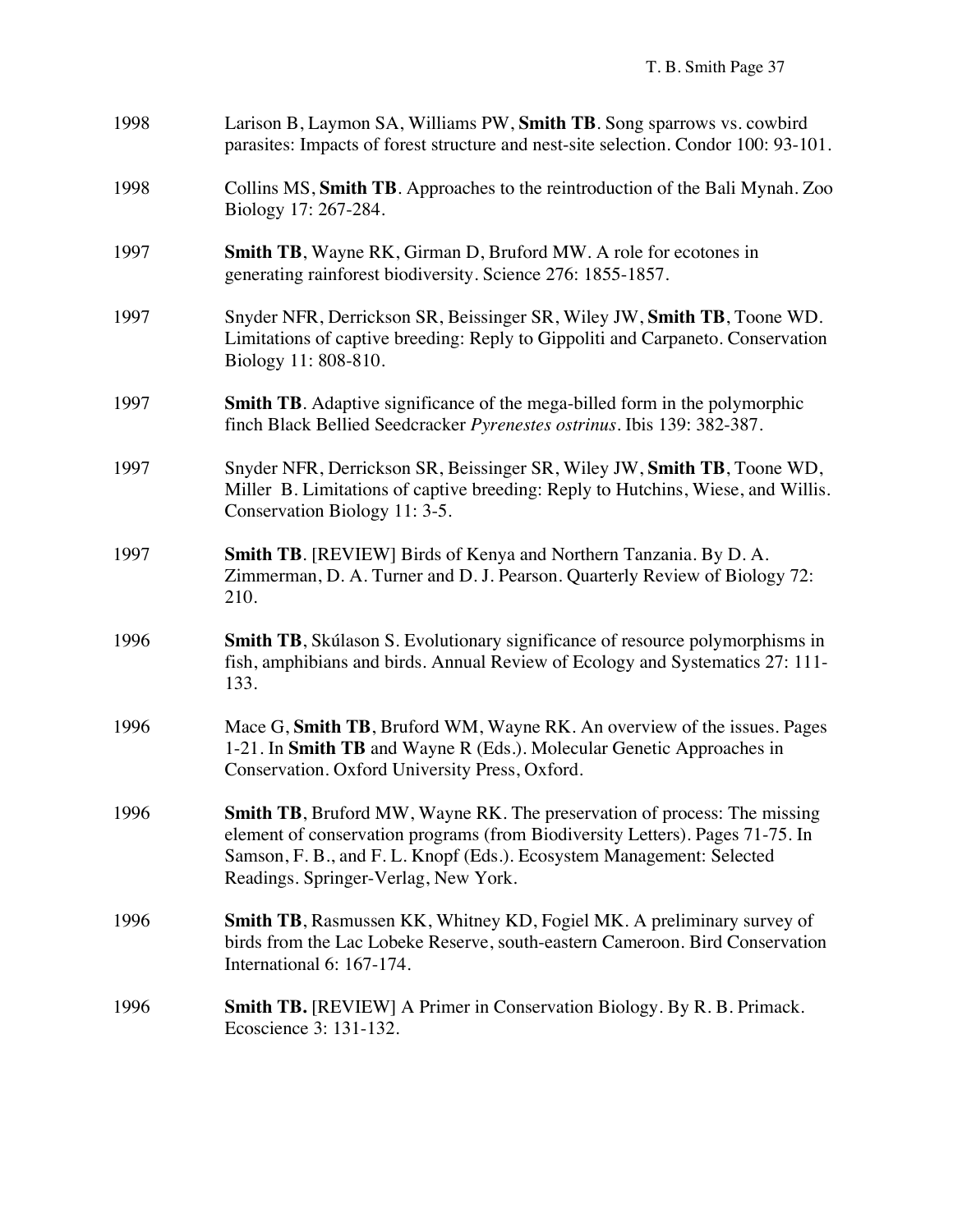1998 Larison B, Laymon SA, Williams PW, **Smith TB**. Song sparrows vs. cowbird parasites: Impacts of forest structure and nest-site selection. Condor 100: 93-101.

1998 Collins MS, **Smith TB**. Approaches to the reintroduction of the Bali Mynah. Zoo Biology 17: 267-284.

1997 **Smith TB**, Wayne RK, Girman D, Bruford MW. A role for ecotones in generating rainforest biodiversity. Science 276: 1855-1857.

1997 Snyder NFR, Derrickson SR, Beissinger SR, Wiley JW, **Smith TB**, Toone WD. Limitations of captive breeding: Reply to Gippoliti and Carpaneto. Conservation Biology 11: 808-810.

1997 **Smith TB**. Adaptive significance of the mega-billed form in the polymorphic finch Black Bellied Seedcracker *Pyrenestes ostrinus*. Ibis 139: 382-387.

1997 Snyder NFR, Derrickson SR, Beissinger SR, Wiley JW, **Smith TB**, Toone WD, Miller B. Limitations of captive breeding: Reply to Hutchins, Wiese, and Willis. Conservation Biology 11: 3-5.

1997 **Smith TB**. [REVIEW] Birds of Kenya and Northern Tanzania. By D. A. Zimmerman, D. A. Turner and D. J. Pearson. Quarterly Review of Biology 72: 210.

1996 **Smith TB**, Skúlason S. Evolutionary significance of resource polymorphisms in fish, amphibians and birds. Annual Review of Ecology and Systematics 27: 111-133.

1996 Mace G, **Smith TB**, Bruford WM, Wayne RK. An overview of the issues. Pages 1-21. In **Smith TB** and Wayne R (Eds.). Molecular Genetic Approaches in Conservation. Oxford University Press, Oxford.

1996 **Smith TB**, Bruford MW, Wayne RK. The preservation of process: The missing element of conservation programs (from Biodiversity Letters). Pages 71-75. In Samson, F. B., and F. L. Knopf (Eds.). Ecosystem Management: Selected Readings. Springer-Verlag, New York.

1996 **Smith TB**, Rasmussen KK, Whitney KD, Fogiel MK. A preliminary survey of birds from the Lac Lobeke Reserve, south-eastern Cameroon. Bird Conservation International 6: 167-174.

1996 **Smith TB.** [REVIEW] A Primer in Conservation Biology. By R. B. Primack. Ecoscience 3: 131-132.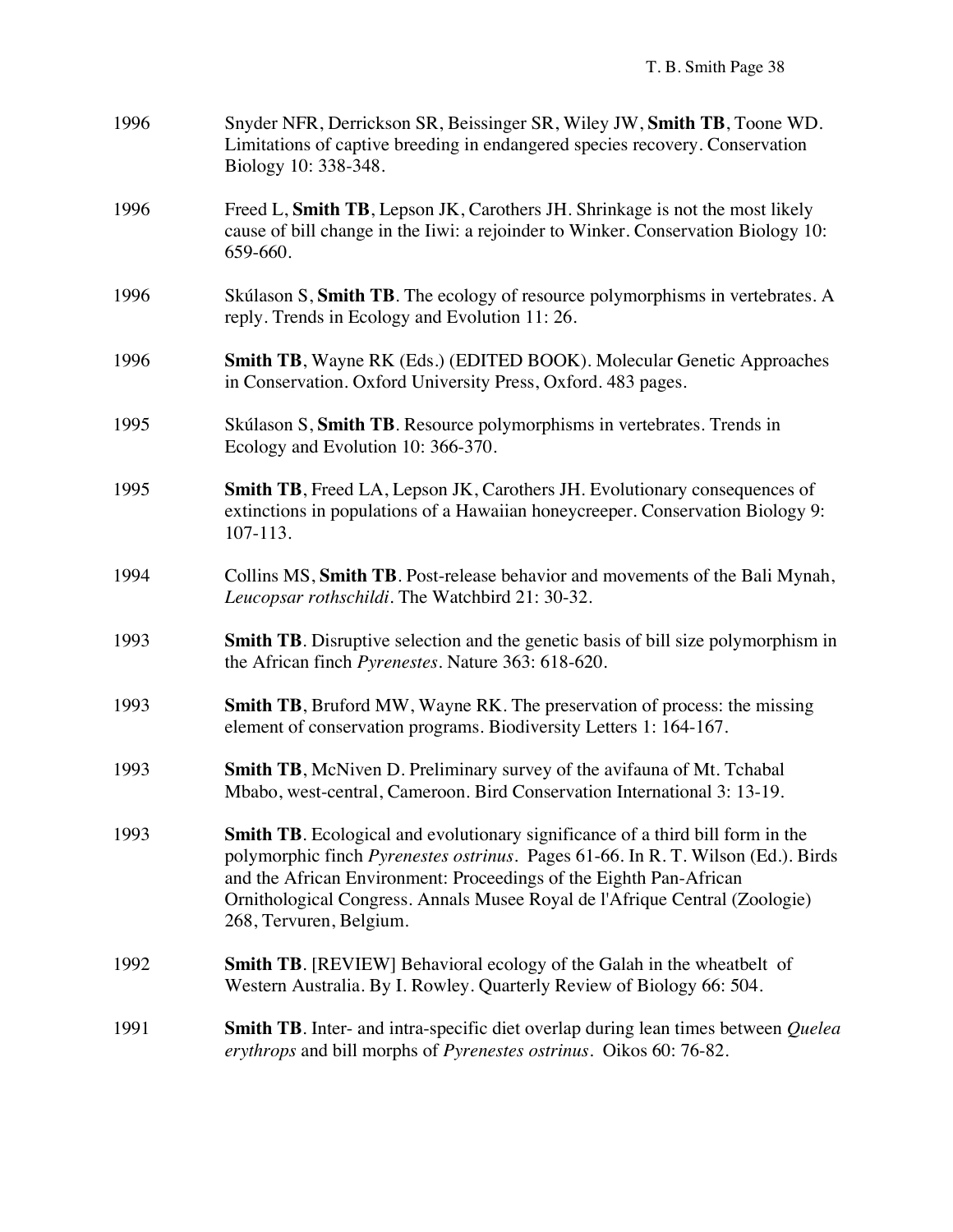1996 Snyder NFR, Derrickson SR, Beissinger SR, Wiley JW, **Smith TB**, Toone WD. Limitations of captive breeding in endangered species recovery. Conservation Biology 10: 338-348.

1996 Freed L, **Smith TB**, Lepson JK, Carothers JH. Shrinkage is not the most likely cause of bill change in the Iiwi: a rejoinder to Winker. Conservation Biology 10: 659-660.

1996 Skúlason S, **Smith TB**. The ecology of resource polymorphisms in vertebrates. A reply. Trends in Ecology and Evolution 11: 26.

1996 **Smith TB**, Wayne RK (Eds.) (EDITED BOOK). Molecular Genetic Approaches in Conservation. Oxford University Press, Oxford. 483 pages.

1995 Skúlason S, **Smith TB**. Resource polymorphisms in vertebrates. Trends in Ecology and Evolution 10: 366-370.

1995 **Smith TB**, Freed LA, Lepson JK, Carothers JH. Evolutionary consequences of extinctions in populations of a Hawaiian honeycreeper. Conservation Biology 9: 107-113.

1994 Collins MS, **Smith TB**. Post-release behavior and movements of the Bali Mynah, *Leucopsar rothschildi*. The Watchbird 21: 30-32.

1993 **Smith TB**. Disruptive selection and the genetic basis of bill size polymorphism in the African finch *Pyrenestes*. Nature 363: 618-620.

1993 **Smith TB**, Bruford MW, Wayne RK. The preservation of process: the missing element of conservation programs. Biodiversity Letters 1: 164-167.

1993 **Smith TB**, McNiven D. Preliminary survey of the avifauna of Mt. Tchabal Mbabo, west-central, Cameroon. Bird Conservation International 3: 13-19.

1993 **Smith TB**. Ecological and evolutionary significance of a third bill form in the polymorphic finch *Pyrenestes ostrinus*. Pages 61-66. In R. T. Wilson (Ed.). Birds and the African Environment: Proceedings of the Eighth Pan-African Ornithological Congress. Annals Musee Royal de l'Afrique Central (Zoologie) 268, Tervuren, Belgium.

1992 **Smith TB**. [REVIEW] Behavioral ecology of the Galah in the wheatbelt of Western Australia. By I. Rowley. Quarterly Review of Biology 66: 504.

1991 **Smith TB**. Inter- and intra-specific diet overlap during lean times between *Quelea erythrops* and bill morphs of *Pyrenestes ostrinus*. Oikos 60: 76-82.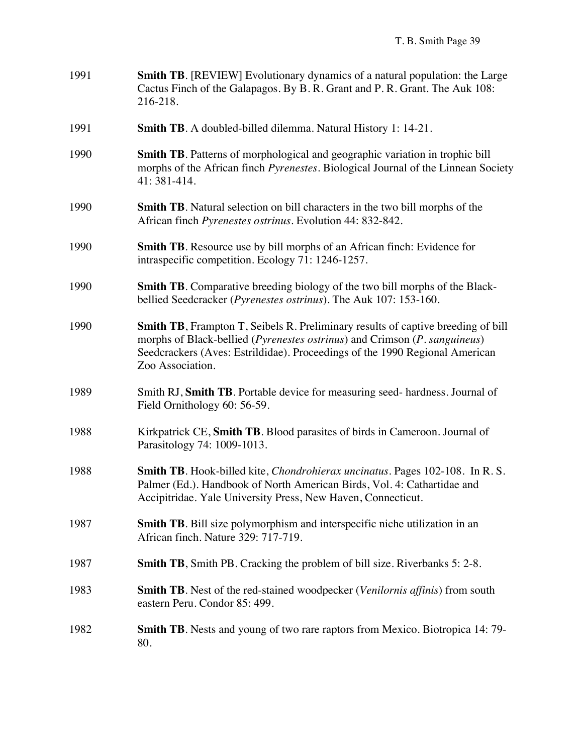1991 **Smith TB**. [REVIEW] Evolutionary dynamics of a natural population: the Large Cactus Finch of the Galapagos. By B. R. Grant and P. R. Grant. The Auk 108: 216-218.

1991 **Smith TB**. A doubled-billed dilemma. Natural History 1: 14-21.

1990 **Smith TB**. Patterns of morphological and geographic variation in trophic bill morphs of the African finch *Pyrenestes*. Biological Journal of the Linnean Society 41: 381-414.

1990 **Smith TB**. Natural selection on bill characters in the two bill morphs of the African finch *Pyrenestes ostrinus*. Evolution 44: 832-842.

1990 **Smith TB**. Resource use by bill morphs of an African finch: Evidence for intraspecific competition. Ecology 71: 1246-1257.

1990 **Smith TB**. Comparative breeding biology of the two bill morphs of the Black-bellied Seedcracker (*Pyrenestes ostrinus*). The Auk 107: 153-160.

1990 **Smith TB**, Frampton T, Seibels R. Preliminary results of captive breeding of bill morphs of Black-bellied (*Pyrenestes ostrinus*) and Crimson (*P. sanguineus*) Seedcrackers (Aves: Estrildidae). Proceedings of the 1990 Regional American Zoo Association.

1989 Smith RJ, **Smith TB**. Portable device for measuring seed- hardness. Journal of Field Ornithology 60: 56-59.

1988 Kirkpatrick CE, **Smith TB**. Blood parasites of birds in Cameroon. Journal of Parasitology 74: 1009-1013.

1988 **Smith TB**. Hook-billed kite, *Chondrohierax uncinatus*. Pages 102-108. In R. S. Palmer (Ed.). Handbook of North American Birds, Vol. 4: Cathartidae and Accipitridae. Yale University Press, New Haven, Connecticut.

1987 **Smith TB**. Bill size polymorphism and interspecific niche utilization in an African finch. Nature 329: 717-719.

1987 **Smith TB**, Smith PB. Cracking the problem of bill size. Riverbanks 5: 2-8.

1983 **Smith TB**. Nest of the red-stained woodpecker (*Venilornis affinis*) from south eastern Peru. Condor 85: 499.

1982 **Smith TB**. Nests and young of two rare raptors from Mexico. Biotropica 14: 79-80.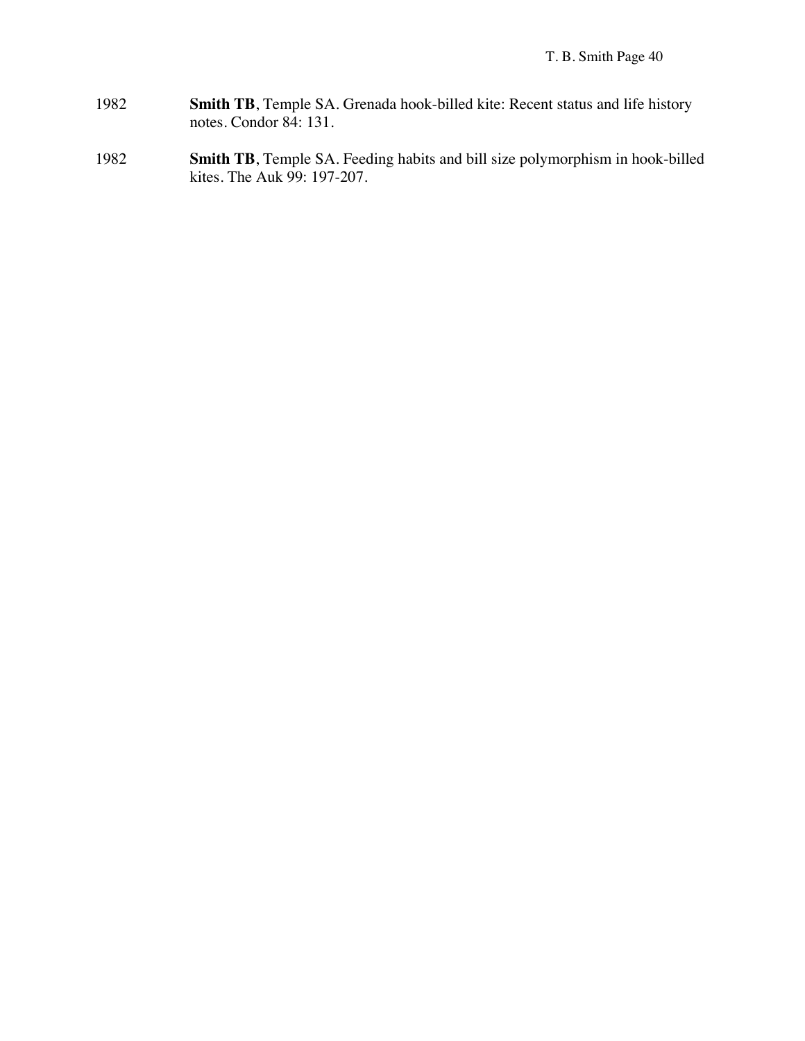1982 **Smith TB**, Temple SA. Grenada hook-billed kite: Recent status and life history notes. Condor 84: 131.

1982 **Smith TB**, Temple SA. Feeding habits and bill size polymorphism in hook-billed kites. The Auk 99: 197-207.